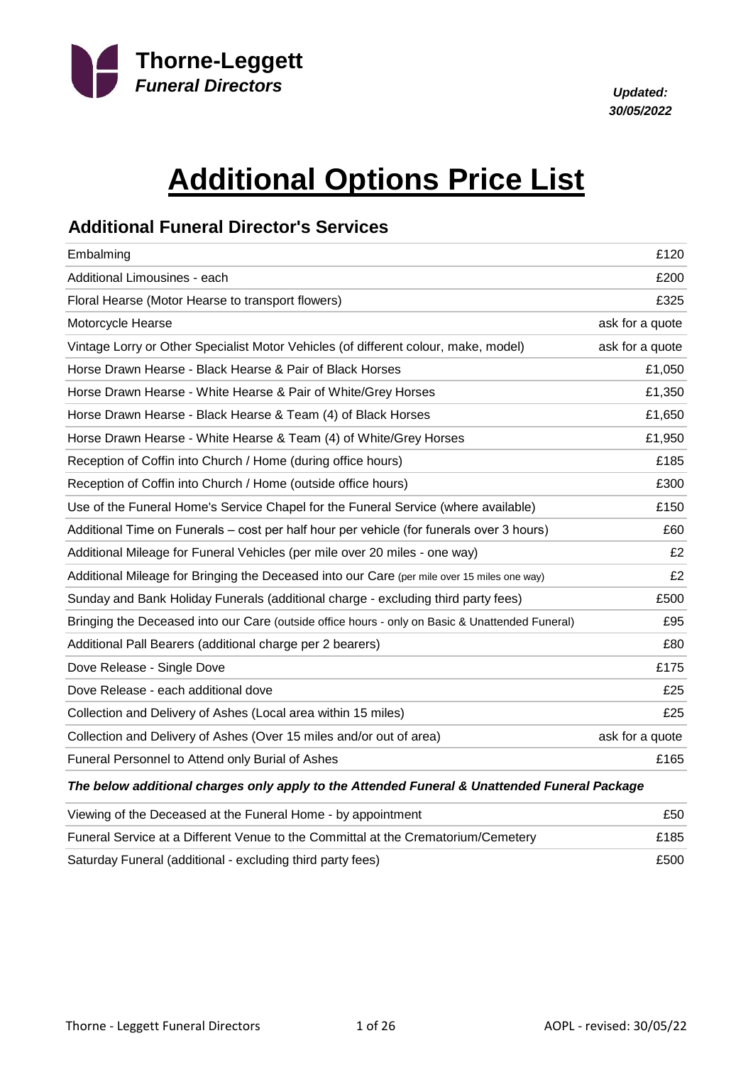**Thorne-Leggett**
***Funeral Directors***

***Updated: 30/05/2022***

# Additional Options Price List

## Additional Funeral Director's Services

| Service | Price |
|---|---|
| Embalming | £120 |
| Additional Limousines - each | £200 |
| Floral Hearse (Motor Hearse to transport flowers) | £325 |
| Motorcycle Hearse | ask for a quote |
| Vintage Lorry or Other Specialist Motor Vehicles (of different colour, make, model) | ask for a quote |
| Horse Drawn Hearse - Black Hearse & Pair of Black Horses | £1,050 |
| Horse Drawn Hearse - White Hearse & Pair of White/Grey Horses | £1,350 |
| Horse Drawn Hearse - Black Hearse & Team (4) of Black Horses | £1,650 |
| Horse Drawn Hearse - White Hearse & Team (4) of White/Grey Horses | £1,950 |
| Reception of Coffin into Church / Home (during office hours) | £185 |
| Reception of Coffin into Church / Home (outside office hours) | £300 |
| Use of the Funeral Home's Service Chapel for the Funeral Service (where available) | £150 |
| Additional Time on Funerals – cost per half hour per vehicle (for funerals over 3 hours) | £60 |
| Additional Mileage for Funeral Vehicles (per mile over 20 miles - one way) | £2 |
| Additional Mileage for Bringing the Deceased into our Care (per mile over 15 miles one way) | £2 |
| Sunday and Bank Holiday Funerals (additional charge - excluding third party fees) | £500 |
| Bringing the Deceased into our Care (outside office hours - only on Basic & Unattended Funeral) | £95 |
| Additional Pall Bearers (additional charge per 2 bearers) | £80 |
| Dove Release - Single Dove | £175 |
| Dove Release - each additional dove | £25 |
| Collection and Delivery of Ashes (Local area within 15 miles) | £25 |
| Collection and Delivery of Ashes (Over 15 miles and/or out of area) | ask for a quote |
| Funeral Personnel to Attend only Burial of Ashes | £165 |

***The below additional charges only apply to the Attended Funeral & Unattended Funeral Package***

| Service | Price |
|---|---|
| Viewing of the Deceased at the Funeral Home - by appointment | £50 |
| Funeral Service at a Different Venue to the Committal at the Crematorium/Cemetery | £185 |
| Saturday Funeral (additional - excluding third party fees) | £500 |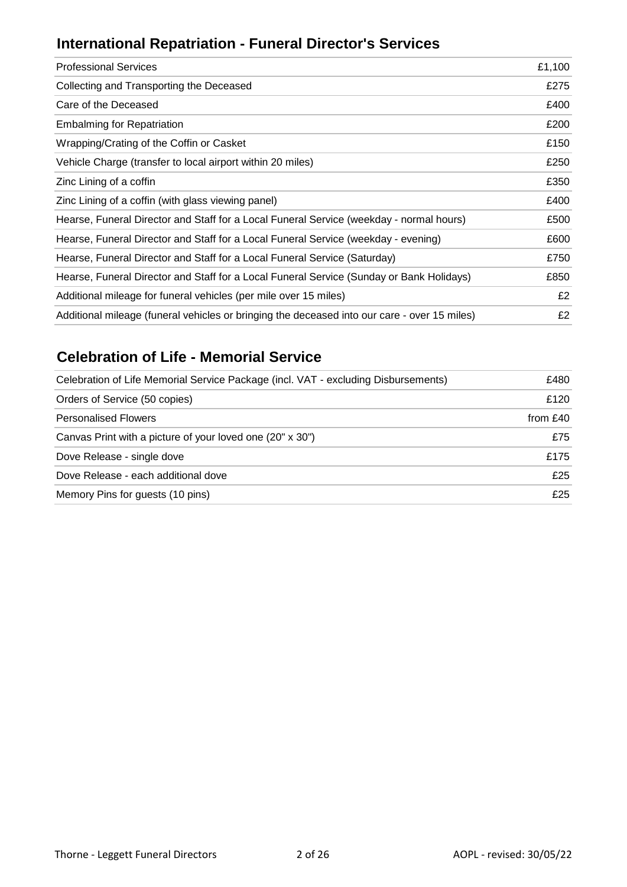## International Repatriation - Funeral Director's Services

| | |
|---|---|
| Professional Services | £1,100 |
| Collecting and Transporting the Deceased | £275 |
| Care of the Deceased | £400 |
| Embalming for Repatriation | £200 |
| Wrapping/Crating of the Coffin or Casket | £150 |
| Vehicle Charge (transfer to local airport within 20 miles) | £250 |
| Zinc Lining of a coffin | £350 |
| Zinc Lining of a coffin (with glass viewing panel) | £400 |
| Hearse, Funeral Director and Staff for a Local Funeral Service (weekday - normal hours) | £500 |
| Hearse, Funeral Director and Staff for a Local Funeral Service (weekday - evening) | £600 |
| Hearse, Funeral Director and Staff for a Local Funeral Service (Saturday) | £750 |
| Hearse, Funeral Director and Staff for a Local Funeral Service (Sunday or Bank Holidays) | £850 |
| Additional mileage for funeral vehicles (per mile over 15 miles) | £2 |
| Additional mileage (funeral vehicles or bringing the deceased into our care - over 15 miles) | £2 |

## Celebration of Life - Memorial Service

| | |
|---|---|
| Celebration of Life Memorial Service Package (incl. VAT - excluding Disbursements) | £480 |
| Orders of Service (50 copies) | £120 |
| Personalised Flowers | from £40 |
| Canvas Print with a picture of your loved one (20" x 30") | £75 |
| Dove Release - single dove | £175 |
| Dove Release - each additional dove | £25 |
| Memory Pins for guests (10 pins) | £25 |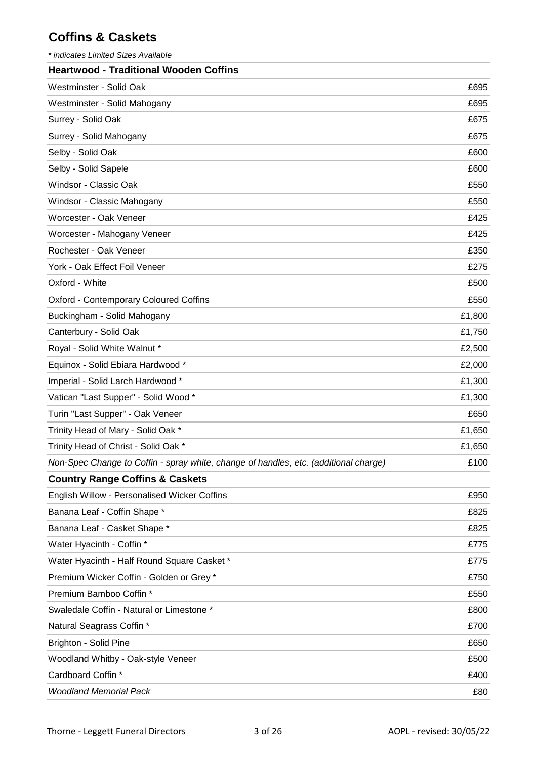# Coffins & Caskets

*\* indicates Limited Sizes Available*

| **Heartwood - Traditional Wooden Coffins** | |
|---|---|
| Westminster - Solid Oak | £695 |
| Westminster - Solid Mahogany | £695 |
| Surrey - Solid Oak | £675 |
| Surrey - Solid Mahogany | £675 |
| Selby - Solid Oak | £600 |
| Selby - Solid Sapele | £600 |
| Windsor - Classic Oak | £550 |
| Windsor - Classic Mahogany | £550 |
| Worcester - Oak Veneer | £425 |
| Worcester - Mahogany Veneer | £425 |
| Rochester - Oak Veneer | £350 |
| York - Oak Effect Foil Veneer | £275 |
| Oxford - White | £500 |
| Oxford - Contemporary Coloured Coffins | £550 |
| Buckingham - Solid Mahogany | £1,800 |
| Canterbury - Solid Oak | £1,750 |
| Royal - Solid White Walnut * | £2,500 |
| Equinox - Solid Ebiara Hardwood * | £2,000 |
| Imperial - Solid Larch Hardwood * | £1,300 |
| Vatican "Last Supper" - Solid Wood * | £1,300 |
| Turin "Last Supper" - Oak Veneer | £650 |
| Trinity Head of Mary - Solid Oak * | £1,650 |
| Trinity Head of Christ - Solid Oak * | £1,650 |
| *Non-Spec Change to Coffin - spray white, change of handles, etc. (additional charge)* | £100 |

| **Country Range Coffins & Caskets** | |
|---|---|
| English Willow - Personalised Wicker Coffins | £950 |
| Banana Leaf - Coffin Shape * | £825 |
| Banana Leaf - Casket Shape * | £825 |
| Water Hyacinth - Coffin * | £775 |
| Water Hyacinth - Half Round Square Casket * | £775 |
| Premium Wicker Coffin - Golden or Grey * | £750 |
| Premium Bamboo Coffin * | £550 |
| Swaledale Coffin - Natural or Limestone * | £800 |
| Natural Seagrass Coffin * | £700 |
| Brighton - Solid Pine | £650 |
| Woodland Whitby - Oak-style Veneer | £500 |
| Cardboard Coffin * | £400 |
| *Woodland Memorial Pack* | £80 |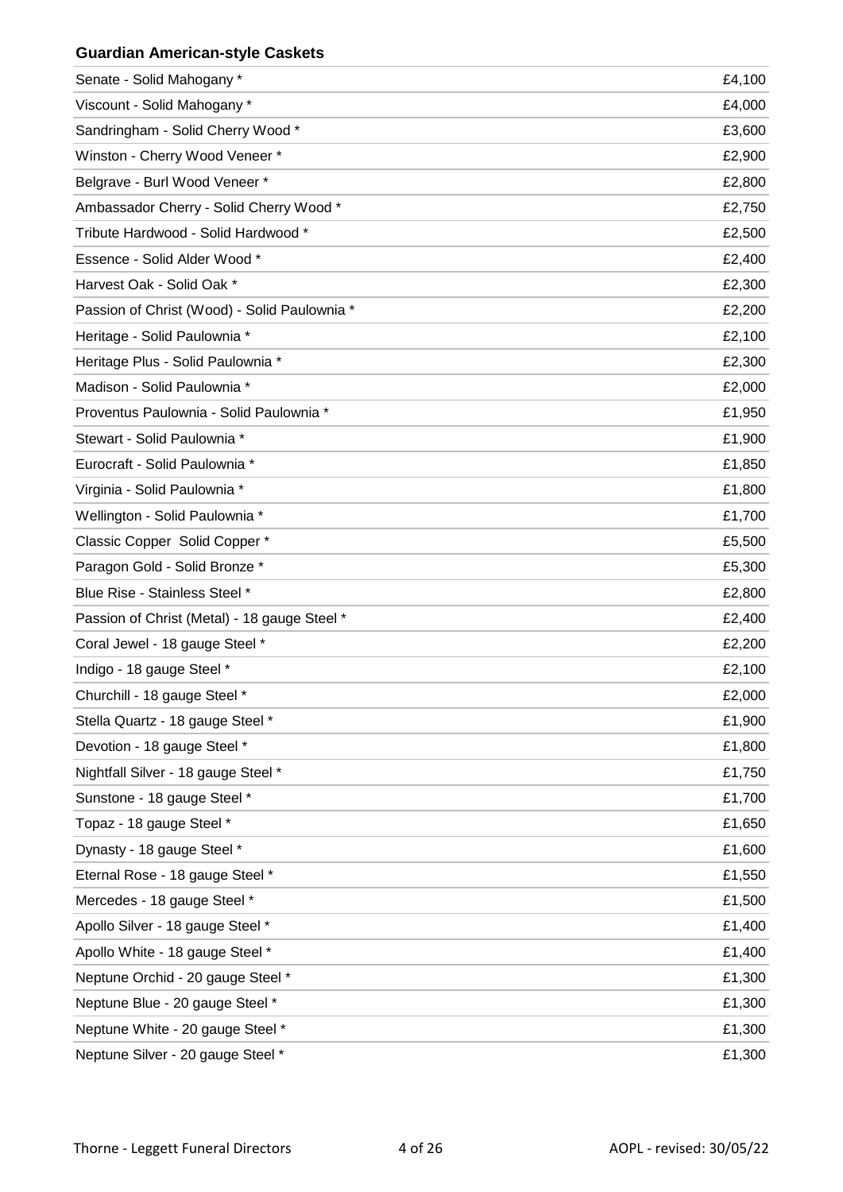### Guardian American-style Caskets

| | |
|---|---|
| Senate - Solid Mahogany * | £4,100 |
| Viscount - Solid Mahogany * | £4,000 |
| Sandringham - Solid Cherry Wood * | £3,600 |
| Winston - Cherry Wood Veneer * | £2,900 |
| Belgrave - Burl Wood Veneer * | £2,800 |
| Ambassador Cherry - Solid Cherry Wood * | £2,750 |
| Tribute Hardwood - Solid Hardwood * | £2,500 |
| Essence - Solid Alder Wood * | £2,400 |
| Harvest Oak - Solid Oak * | £2,300 |
| Passion of Christ (Wood) - Solid Paulownia * | £2,200 |
| Heritage - Solid Paulownia * | £2,100 |
| Heritage Plus - Solid Paulownia * | £2,300 |
| Madison - Solid Paulownia * | £2,000 |
| Proventus Paulownia - Solid Paulownia * | £1,950 |
| Stewart - Solid Paulownia * | £1,900 |
| Eurocraft - Solid Paulownia * | £1,850 |
| Virginia - Solid Paulownia * | £1,800 |
| Wellington - Solid Paulownia * | £1,700 |
| Classic Copper Solid Copper * | £5,500 |
| Paragon Gold - Solid Bronze * | £5,300 |
| Blue Rise - Stainless Steel * | £2,800 |
| Passion of Christ (Metal) - 18 gauge Steel * | £2,400 |
| Coral Jewel - 18 gauge Steel * | £2,200 |
| Indigo - 18 gauge Steel * | £2,100 |
| Churchill - 18 gauge Steel * | £2,000 |
| Stella Quartz - 18 gauge Steel * | £1,900 |
| Devotion - 18 gauge Steel * | £1,800 |
| Nightfall Silver - 18 gauge Steel * | £1,750 |
| Sunstone - 18 gauge Steel * | £1,700 |
| Topaz - 18 gauge Steel * | £1,650 |
| Dynasty - 18 gauge Steel * | £1,600 |
| Eternal Rose - 18 gauge Steel * | £1,550 |
| Mercedes - 18 gauge Steel * | £1,500 |
| Apollo Silver - 18 gauge Steel * | £1,400 |
| Apollo White - 18 gauge Steel * | £1,400 |
| Neptune Orchid - 20 gauge Steel * | £1,300 |
| Neptune Blue - 20 gauge Steel * | £1,300 |
| Neptune White - 20 gauge Steel * | £1,300 |
| Neptune Silver - 20 gauge Steel * | £1,300 |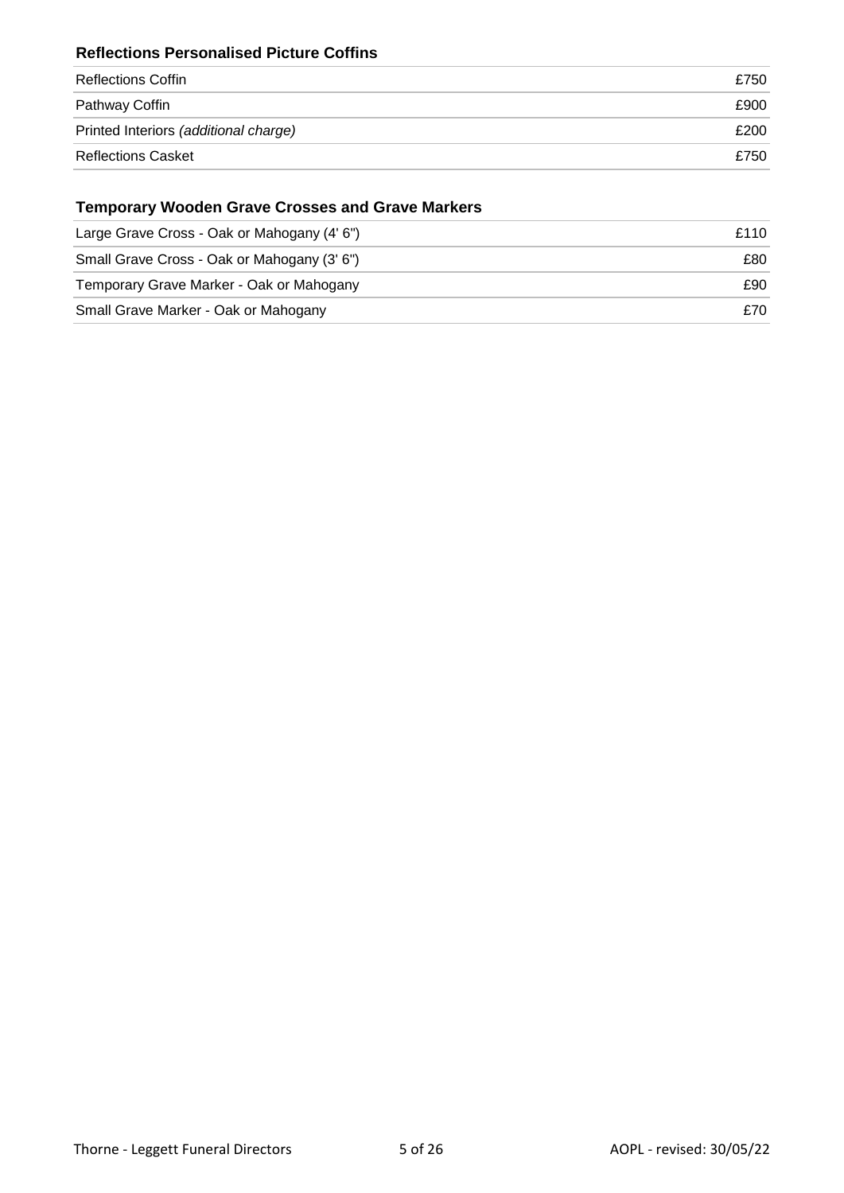### Reflections Personalised Picture Coffins

| | |
|---|---|
| Reflections Coffin | £750 |
| Pathway Coffin | £900 |
| Printed Interiors *(additional charge)* | £200 |
| Reflections Casket | £750 |

### Temporary Wooden Grave Crosses and Grave Markers

| | |
|---|---|
| Large Grave Cross - Oak or Mahogany (4' 6") | £110 |
| Small Grave Cross - Oak or Mahogany (3' 6") | £80 |
| Temporary Grave Marker - Oak or Mahogany | £90 |
| Small Grave Marker - Oak or Mahogany | £70 |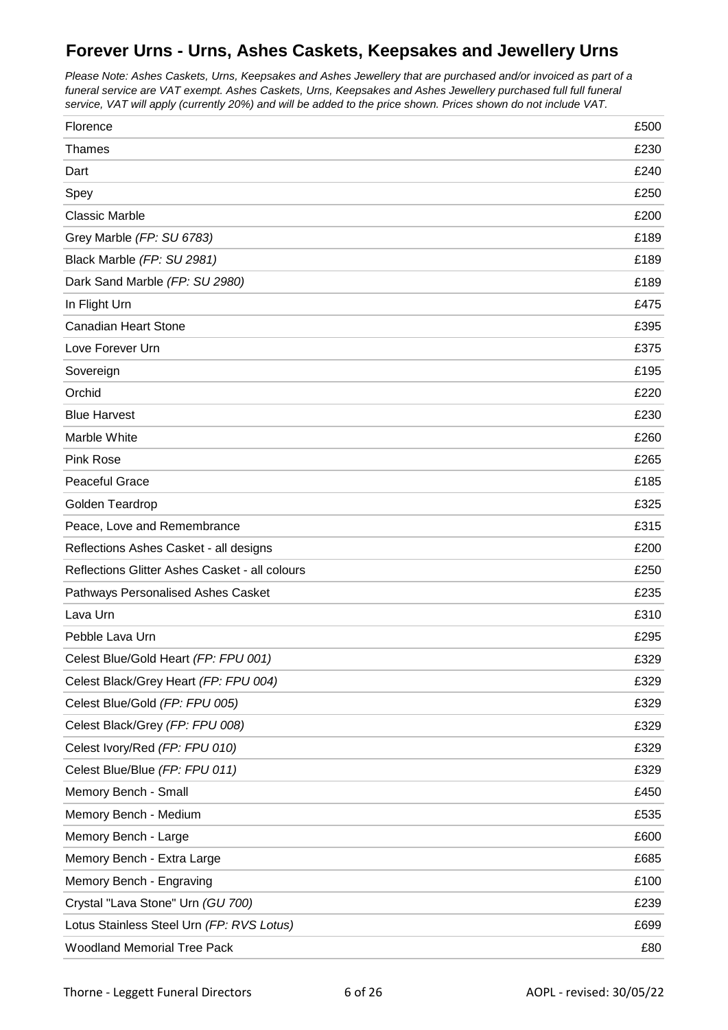# Forever Urns - Urns, Ashes Caskets, Keepsakes and Jewellery Urns

*Please Note: Ashes Caskets, Urns, Keepsakes and Ashes Jewellery that are purchased and/or invoiced as part of a funeral service are VAT exempt. Ashes Caskets, Urns, Keepsakes and Ashes Jewellery purchased full full funeral service, VAT will apply (currently 20%) and will be added to the price shown. Prices shown do not include VAT.*

| | |
|---|---|
| Florence | £500 |
| Thames | £230 |
| Dart | £240 |
| Spey | £250 |
| Classic Marble | £200 |
| Grey Marble *(FP: SU 6783)* | £189 |
| Black Marble *(FP: SU 2981)* | £189 |
| Dark Sand Marble *(FP: SU 2980)* | £189 |
| In Flight Urn | £475 |
| Canadian Heart Stone | £395 |
| Love Forever Urn | £375 |
| Sovereign | £195 |
| Orchid | £220 |
| Blue Harvest | £230 |
| Marble White | £260 |
| Pink Rose | £265 |
| Peaceful Grace | £185 |
| Golden Teardrop | £325 |
| Peace, Love and Remembrance | £315 |
| Reflections Ashes Casket - all designs | £200 |
| Reflections Glitter Ashes Casket - all colours | £250 |
| Pathways Personalised Ashes Casket | £235 |
| Lava Urn | £310 |
| Pebble Lava Urn | £295 |
| Celest Blue/Gold Heart *(FP: FPU 001)* | £329 |
| Celest Black/Grey Heart *(FP: FPU 004)* | £329 |
| Celest Blue/Gold *(FP: FPU 005)* | £329 |
| Celest Black/Grey *(FP: FPU 008)* | £329 |
| Celest Ivory/Red *(FP: FPU 010)* | £329 |
| Celest Blue/Blue *(FP: FPU 011)* | £329 |
| Memory Bench - Small | £450 |
| Memory Bench - Medium | £535 |
| Memory Bench - Large | £600 |
| Memory Bench - Extra Large | £685 |
| Memory Bench - Engraving | £100 |
| Crystal "Lava Stone" Urn *(GU 700)* | £239 |
| Lotus Stainless Steel Urn *(FP: RVS Lotus)* | £699 |
| Woodland Memorial Tree Pack | £80 |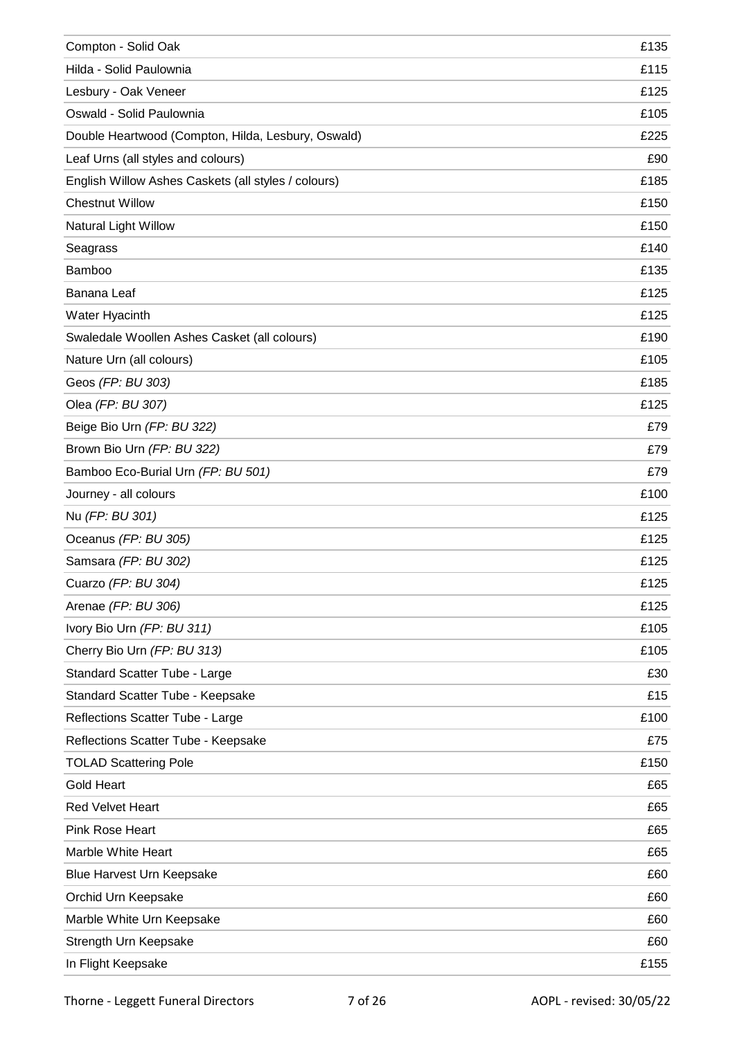| | |
|---|---|
| Compton - Solid Oak | £135 |
| Hilda - Solid Paulownia | £115 |
| Lesbury - Oak Veneer | £125 |
| Oswald - Solid Paulownia | £105 |
| Double Heartwood (Compton, Hilda, Lesbury, Oswald) | £225 |
| Leaf Urns (all styles and colours) | £90 |
| English Willow Ashes Caskets (all styles / colours) | £185 |
| Chestnut Willow | £150 |
| Natural Light Willow | £150 |
| Seagrass | £140 |
| Bamboo | £135 |
| Banana Leaf | £125 |
| Water Hyacinth | £125 |
| Swaledale Woollen Ashes Casket (all colours) | £190 |
| Nature Urn (all colours) | £105 |
| Geos *(FP: BU 303)* | £185 |
| Olea *(FP: BU 307)* | £125 |
| Beige Bio Urn *(FP: BU 322)* | £79 |
| Brown Bio Urn *(FP: BU 322)* | £79 |
| Bamboo Eco-Burial Urn *(FP: BU 501)* | £79 |
| Journey - all colours | £100 |
| Nu *(FP: BU 301)* | £125 |
| Oceanus *(FP: BU 305)* | £125 |
| Samsara *(FP: BU 302)* | £125 |
| Cuarzo *(FP: BU 304)* | £125 |
| Arenae *(FP: BU 306)* | £125 |
| Ivory Bio Urn *(FP: BU 311)* | £105 |
| Cherry Bio Urn *(FP: BU 313)* | £105 |
| Standard Scatter Tube - Large | £30 |
| Standard Scatter Tube - Keepsake | £15 |
| Reflections Scatter Tube - Large | £100 |
| Reflections Scatter Tube - Keepsake | £75 |
| TOLAD Scattering Pole | £150 |
| Gold Heart | £65 |
| Red Velvet Heart | £65 |
| Pink Rose Heart | £65 |
| Marble White Heart | £65 |
| Blue Harvest Urn Keepsake | £60 |
| Orchid Urn Keepsake | £60 |
| Marble White Urn Keepsake | £60 |
| Strength Urn Keepsake | £60 |
| In Flight Keepsake | £155 |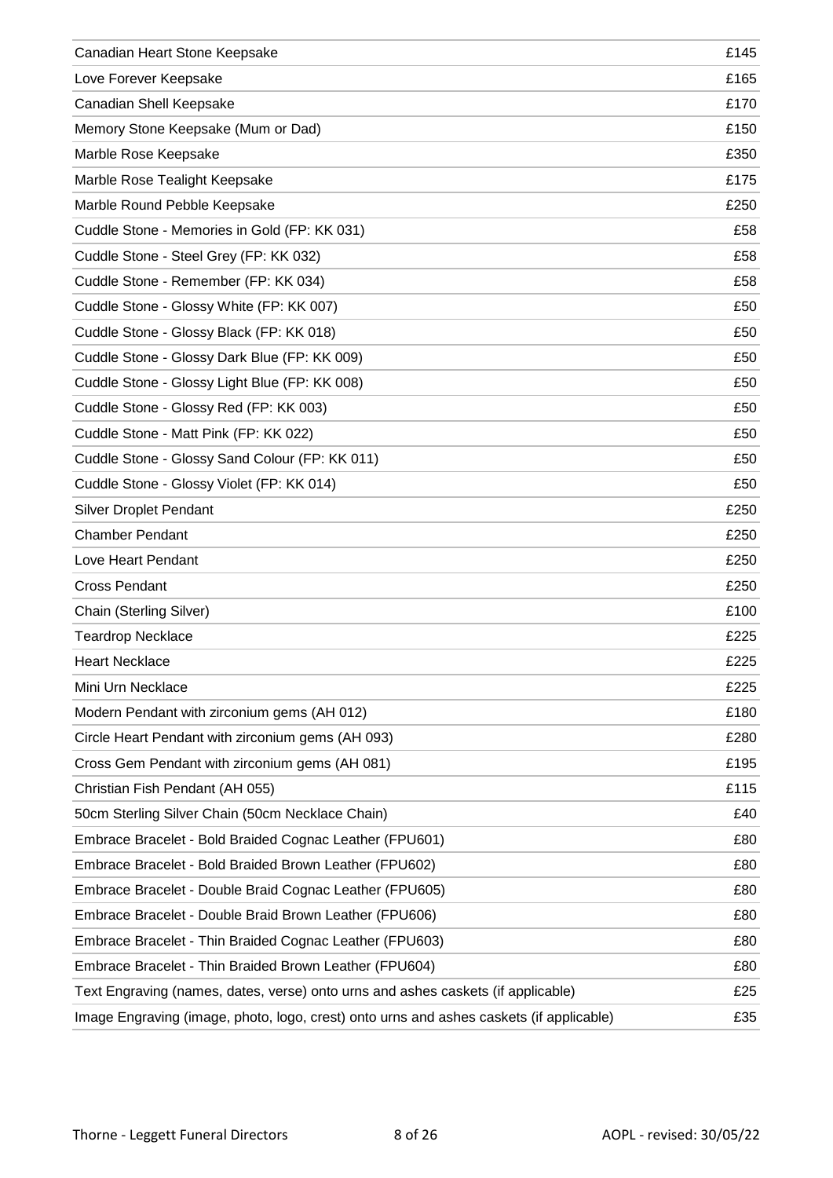| | |
|---|---|
| Canadian Heart Stone Keepsake | £145 |
| Love Forever Keepsake | £165 |
| Canadian Shell Keepsake | £170 |
| Memory Stone Keepsake (Mum or Dad) | £150 |
| Marble Rose Keepsake | £350 |
| Marble Rose Tealight Keepsake | £175 |
| Marble Round Pebble Keepsake | £250 |
| Cuddle Stone - Memories in Gold (FP: KK 031) | £58 |
| Cuddle Stone - Steel Grey (FP: KK 032) | £58 |
| Cuddle Stone - Remember (FP: KK 034) | £58 |
| Cuddle Stone - Glossy White (FP: KK 007) | £50 |
| Cuddle Stone - Glossy Black (FP: KK 018) | £50 |
| Cuddle Stone - Glossy Dark Blue (FP: KK 009) | £50 |
| Cuddle Stone - Glossy Light Blue (FP: KK 008) | £50 |
| Cuddle Stone - Glossy Red (FP: KK 003) | £50 |
| Cuddle Stone - Matt Pink (FP: KK 022) | £50 |
| Cuddle Stone - Glossy Sand Colour (FP: KK 011) | £50 |
| Cuddle Stone - Glossy Violet (FP: KK 014) | £50 |
| Silver Droplet Pendant | £250 |
| Chamber Pendant | £250 |
| Love Heart Pendant | £250 |
| Cross Pendant | £250 |
| Chain (Sterling Silver) | £100 |
| Teardrop Necklace | £225 |
| Heart Necklace | £225 |
| Mini Urn Necklace | £225 |
| Modern Pendant with zirconium gems (AH 012) | £180 |
| Circle Heart Pendant with zirconium gems (AH 093) | £280 |
| Cross Gem Pendant with zirconium gems (AH 081) | £195 |
| Christian Fish Pendant (AH 055) | £115 |
| 50cm Sterling Silver Chain (50cm Necklace Chain) | £40 |
| Embrace Bracelet - Bold Braided Cognac Leather (FPU601) | £80 |
| Embrace Bracelet - Bold Braided Brown Leather (FPU602) | £80 |
| Embrace Bracelet - Double Braid Cognac Leather (FPU605) | £80 |
| Embrace Bracelet - Double Braid Brown Leather (FPU606) | £80 |
| Embrace Bracelet - Thin Braided Cognac Leather (FPU603) | £80 |
| Embrace Bracelet - Thin Braided Brown Leather (FPU604) | £80 |
| Text Engraving (names, dates, verse) onto urns and ashes caskets (if applicable) | £25 |
| Image Engraving (image, photo, logo, crest) onto urns and ashes caskets (if applicable) | £35 |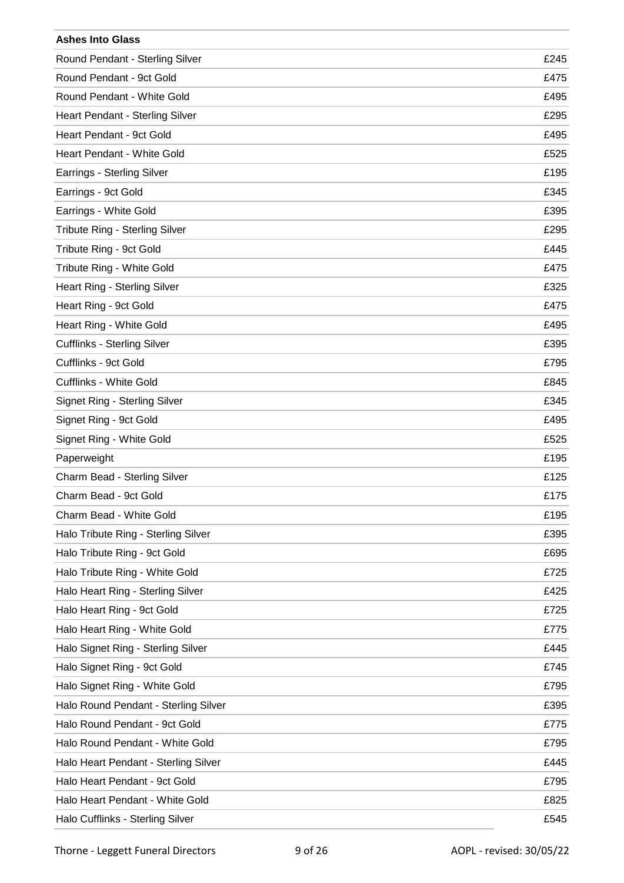| Ashes Into Glass | |
|---|---|
| Round Pendant - Sterling Silver | £245 |
| Round Pendant - 9ct Gold | £475 |
| Round Pendant - White Gold | £495 |
| Heart Pendant - Sterling Silver | £295 |
| Heart Pendant - 9ct Gold | £495 |
| Heart Pendant - White Gold | £525 |
| Earrings - Sterling Silver | £195 |
| Earrings - 9ct Gold | £345 |
| Earrings - White Gold | £395 |
| Tribute Ring - Sterling Silver | £295 |
| Tribute Ring - 9ct Gold | £445 |
| Tribute Ring - White Gold | £475 |
| Heart Ring - Sterling Silver | £325 |
| Heart Ring - 9ct Gold | £475 |
| Heart Ring - White Gold | £495 |
| Cufflinks - Sterling Silver | £395 |
| Cufflinks - 9ct Gold | £795 |
| Cufflinks - White Gold | £845 |
| Signet Ring - Sterling Silver | £345 |
| Signet Ring - 9ct Gold | £495 |
| Signet Ring - White Gold | £525 |
| Paperweight | £195 |
| Charm Bead - Sterling Silver | £125 |
| Charm Bead - 9ct Gold | £175 |
| Charm Bead - White Gold | £195 |
| Halo Tribute Ring - Sterling Silver | £395 |
| Halo Tribute Ring - 9ct Gold | £695 |
| Halo Tribute Ring - White Gold | £725 |
| Halo Heart Ring - Sterling Silver | £425 |
| Halo Heart Ring - 9ct Gold | £725 |
| Halo Heart Ring - White Gold | £775 |
| Halo Signet Ring - Sterling Silver | £445 |
| Halo Signet Ring - 9ct Gold | £745 |
| Halo Signet Ring - White Gold | £795 |
| Halo Round Pendant - Sterling Silver | £395 |
| Halo Round Pendant - 9ct Gold | £775 |
| Halo Round Pendant - White Gold | £795 |
| Halo Heart Pendant - Sterling Silver | £445 |
| Halo Heart Pendant - 9ct Gold | £795 |
| Halo Heart Pendant - White Gold | £825 |
| Halo Cufflinks - Sterling Silver | £545 |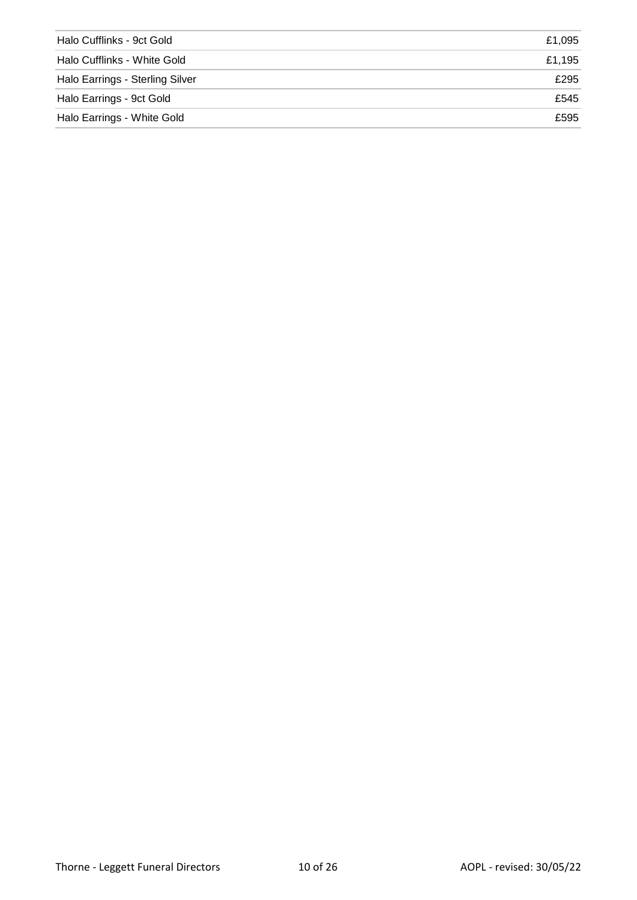| | |
|---|---|
| Halo Cufflinks - 9ct Gold | £1,095 |
| Halo Cufflinks - White Gold | £1,195 |
| Halo Earrings - Sterling Silver | £295 |
| Halo Earrings - 9ct Gold | £545 |
| Halo Earrings - White Gold | £595 |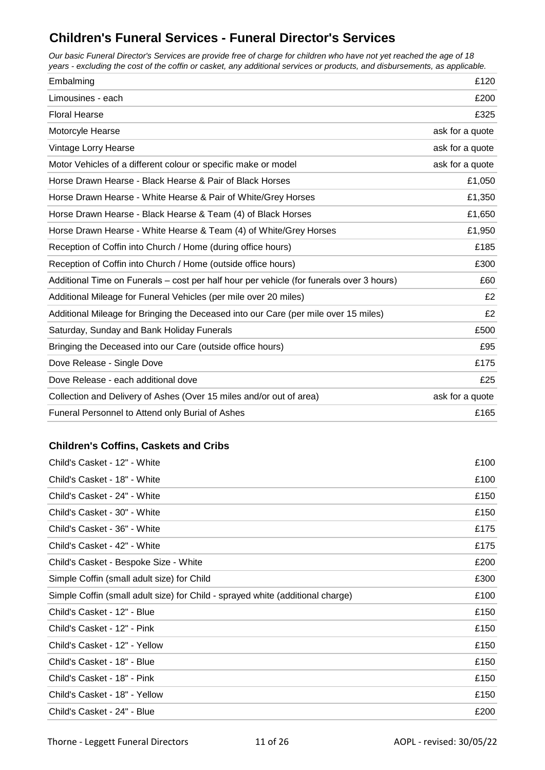## Children's Funeral Services - Funeral Director's Services

*Our basic Funeral Director's Services are provide free of charge for children who have not yet reached the age of 18 years - excluding the cost of the coffin or casket, any additional services or products, and disbursements, as applicable.*

| | |
|---|---|
| Embalming | £120 |
| Limousines - each | £200 |
| Floral Hearse | £325 |
| Motorcyle Hearse | ask for a quote |
| Vintage Lorry Hearse | ask for a quote |
| Motor Vehicles of a different colour or specific make or model | ask for a quote |
| Horse Drawn Hearse - Black Hearse & Pair of Black Horses | £1,050 |
| Horse Drawn Hearse - White Hearse & Pair of White/Grey Horses | £1,350 |
| Horse Drawn Hearse - Black Hearse & Team (4) of Black Horses | £1,650 |
| Horse Drawn Hearse - White Hearse & Team (4) of White/Grey Horses | £1,950 |
| Reception of Coffin into Church / Home (during office hours) | £185 |
| Reception of Coffin into Church / Home (outside office hours) | £300 |
| Additional Time on Funerals – cost per half hour per vehicle (for funerals over 3 hours) | £60 |
| Additional Mileage for Funeral Vehicles (per mile over 20 miles) | £2 |
| Additional Mileage for Bringing the Deceased into our Care (per mile over 15 miles) | £2 |
| Saturday, Sunday and Bank Holiday Funerals | £500 |
| Bringing the Deceased into our Care (outside office hours) | £95 |
| Dove Release - Single Dove | £175 |
| Dove Release - each additional dove | £25 |
| Collection and Delivery of Ashes (Over 15 miles and/or out of area) | ask for a quote |
| Funeral Personnel to Attend only Burial of Ashes | £165 |

### Children's Coffins, Caskets and Cribs

| | |
|---|---|
| Child's Casket - 12" - White | £100 |
| Child's Casket - 18" - White | £100 |
| Child's Casket - 24" - White | £150 |
| Child's Casket - 30" - White | £150 |
| Child's Casket - 36" - White | £175 |
| Child's Casket - 42" - White | £175 |
| Child's Casket - Bespoke Size - White | £200 |
| Simple Coffin (small adult size) for Child | £300 |
| Simple Coffin (small adult size) for Child - sprayed white (additional charge) | £100 |
| Child's Casket - 12" - Blue | £150 |
| Child's Casket - 12" - Pink | £150 |
| Child's Casket - 12" - Yellow | £150 |
| Child's Casket - 18" - Blue | £150 |
| Child's Casket - 18" - Pink | £150 |
| Child's Casket - 18" - Yellow | £150 |
| Child's Casket - 24" - Blue | £200 |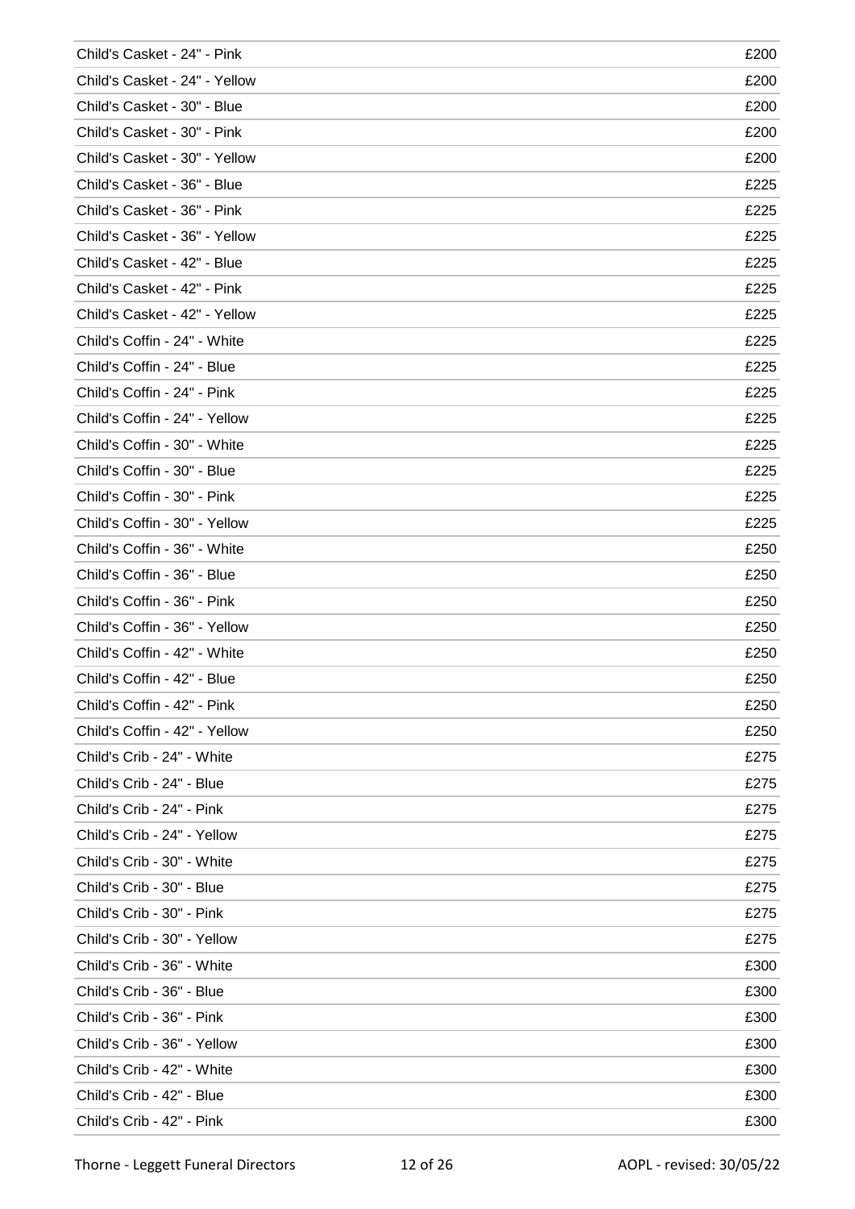| | |
|---|---|
| Child's Casket - 24" - Pink | £200 |
| Child's Casket - 24" - Yellow | £200 |
| Child's Casket - 30" - Blue | £200 |
| Child's Casket - 30" - Pink | £200 |
| Child's Casket - 30" - Yellow | £200 |
| Child's Casket - 36" - Blue | £225 |
| Child's Casket - 36" - Pink | £225 |
| Child's Casket - 36" - Yellow | £225 |
| Child's Casket - 42" - Blue | £225 |
| Child's Casket - 42" - Pink | £225 |
| Child's Casket - 42" - Yellow | £225 |
| Child's Coffin - 24" - White | £225 |
| Child's Coffin - 24" - Blue | £225 |
| Child's Coffin - 24" - Pink | £225 |
| Child's Coffin - 24" - Yellow | £225 |
| Child's Coffin - 30" - White | £225 |
| Child's Coffin - 30" - Blue | £225 |
| Child's Coffin - 30" - Pink | £225 |
| Child's Coffin - 30" - Yellow | £225 |
| Child's Coffin - 36" - White | £250 |
| Child's Coffin - 36" - Blue | £250 |
| Child's Coffin - 36" - Pink | £250 |
| Child's Coffin - 36" - Yellow | £250 |
| Child's Coffin - 42" - White | £250 |
| Child's Coffin - 42" - Blue | £250 |
| Child's Coffin - 42" - Pink | £250 |
| Child's Coffin - 42" - Yellow | £250 |
| Child's Crib - 24" - White | £275 |
| Child's Crib - 24" - Blue | £275 |
| Child's Crib - 24" - Pink | £275 |
| Child's Crib - 24" - Yellow | £275 |
| Child's Crib - 30" - White | £275 |
| Child's Crib - 30" - Blue | £275 |
| Child's Crib - 30" - Pink | £275 |
| Child's Crib - 30" - Yellow | £275 |
| Child's Crib - 36" - White | £300 |
| Child's Crib - 36" - Blue | £300 |
| Child's Crib - 36" - Pink | £300 |
| Child's Crib - 36" - Yellow | £300 |
| Child's Crib - 42" - White | £300 |
| Child's Crib - 42" - Blue | £300 |
| Child's Crib - 42" - Pink | £300 |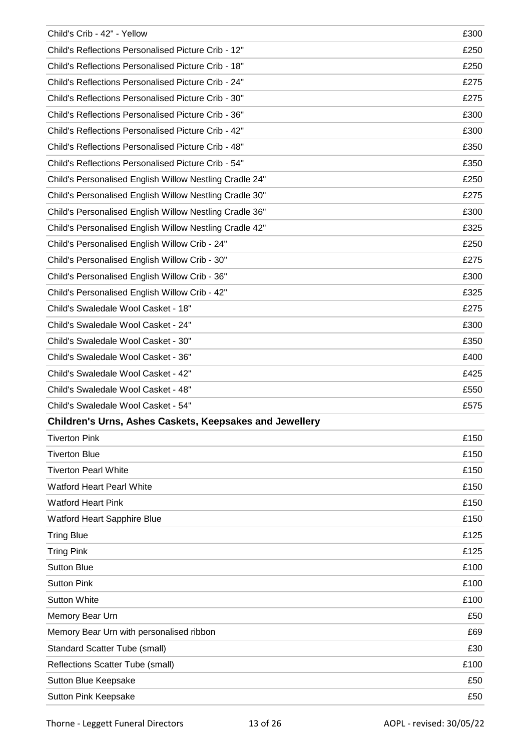| | |
|---|---|
| Child's Crib - 42" - Yellow | £300 |
| Child's Reflections Personalised Picture Crib - 12" | £250 |
| Child's Reflections Personalised Picture Crib - 18" | £250 |
| Child's Reflections Personalised Picture Crib - 24" | £275 |
| Child's Reflections Personalised Picture Crib - 30" | £275 |
| Child's Reflections Personalised Picture Crib - 36" | £300 |
| Child's Reflections Personalised Picture Crib - 42" | £300 |
| Child's Reflections Personalised Picture Crib - 48" | £350 |
| Child's Reflections Personalised Picture Crib - 54" | £350 |
| Child's Personalised English Willow Nestling Cradle 24" | £250 |
| Child's Personalised English Willow Nestling Cradle 30" | £275 |
| Child's Personalised English Willow Nestling Cradle 36" | £300 |
| Child's Personalised English Willow Nestling Cradle 42" | £325 |
| Child's Personalised English Willow Crib - 24" | £250 |
| Child's Personalised English Willow Crib - 30" | £275 |
| Child's Personalised English Willow Crib - 36" | £300 |
| Child's Personalised English Willow Crib - 42" | £325 |
| Child's Swaledale Wool Casket - 18" | £275 |
| Child's Swaledale Wool Casket - 24" | £300 |
| Child's Swaledale Wool Casket - 30" | £350 |
| Child's Swaledale Wool Casket - 36" | £400 |
| Child's Swaledale Wool Casket - 42" | £425 |
| Child's Swaledale Wool Casket - 48" | £550 |
| Child's Swaledale Wool Casket - 54" | £575 |
| **Children's Urns, Ashes Caskets, Keepsakes and Jewellery** | |
| Tiverton Pink | £150 |
| Tiverton Blue | £150 |
| Tiverton Pearl White | £150 |
| Watford Heart Pearl White | £150 |
| Watford Heart Pink | £150 |
| Watford Heart Sapphire Blue | £150 |
| Tring Blue | £125 |
| Tring Pink | £125 |
| Sutton Blue | £100 |
| Sutton Pink | £100 |
| Sutton White | £100 |
| Memory Bear Urn | £50 |
| Memory Bear Urn with personalised ribbon | £69 |
| Standard Scatter Tube (small) | £30 |
| Reflections Scatter Tube (small) | £100 |
| Sutton Blue Keepsake | £50 |
| Sutton Pink Keepsake | £50 |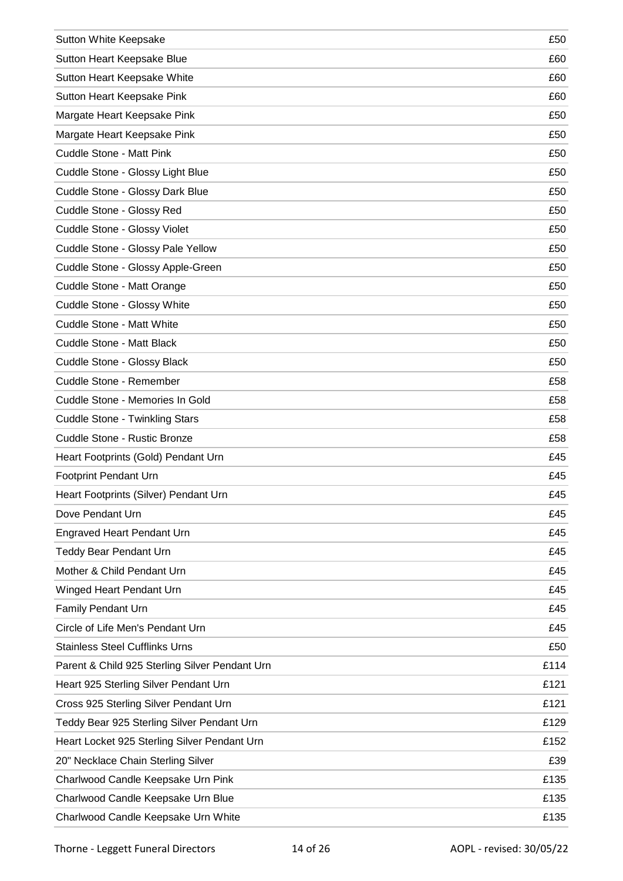| | |
|---|---|
| Sutton White Keepsake | £50 |
| Sutton Heart Keepsake Blue | £60 |
| Sutton Heart Keepsake White | £60 |
| Sutton Heart Keepsake Pink | £60 |
| Margate Heart Keepsake Pink | £50 |
| Margate Heart Keepsake Pink | £50 |
| Cuddle Stone - Matt Pink | £50 |
| Cuddle Stone - Glossy Light Blue | £50 |
| Cuddle Stone - Glossy Dark Blue | £50 |
| Cuddle Stone - Glossy Red | £50 |
| Cuddle Stone - Glossy Violet | £50 |
| Cuddle Stone - Glossy Pale Yellow | £50 |
| Cuddle Stone - Glossy Apple-Green | £50 |
| Cuddle Stone - Matt Orange | £50 |
| Cuddle Stone - Glossy White | £50 |
| Cuddle Stone - Matt White | £50 |
| Cuddle Stone - Matt Black | £50 |
| Cuddle Stone - Glossy Black | £50 |
| Cuddle Stone - Remember | £58 |
| Cuddle Stone - Memories In Gold | £58 |
| Cuddle Stone - Twinkling Stars | £58 |
| Cuddle Stone - Rustic Bronze | £58 |
| Heart Footprints (Gold) Pendant Urn | £45 |
| Footprint Pendant Urn | £45 |
| Heart Footprints (Silver) Pendant Urn | £45 |
| Dove Pendant Urn | £45 |
| Engraved Heart Pendant Urn | £45 |
| Teddy Bear Pendant Urn | £45 |
| Mother & Child Pendant Urn | £45 |
| Winged Heart Pendant Urn | £45 |
| Family Pendant Urn | £45 |
| Circle of Life Men's Pendant Urn | £45 |
| Stainless Steel Cufflinks Urns | £50 |
| Parent & Child 925 Sterling Silver Pendant Urn | £114 |
| Heart 925 Sterling Silver Pendant Urn | £121 |
| Cross 925 Sterling Silver Pendant Urn | £121 |
| Teddy Bear 925 Sterling Silver Pendant Urn | £129 |
| Heart Locket 925 Sterling Silver Pendant Urn | £152 |
| 20" Necklace Chain Sterling Silver | £39 |
| Charlwood Candle Keepsake Urn Pink | £135 |
| Charlwood Candle Keepsake Urn Blue | £135 |
| Charlwood Candle Keepsake Urn White | £135 |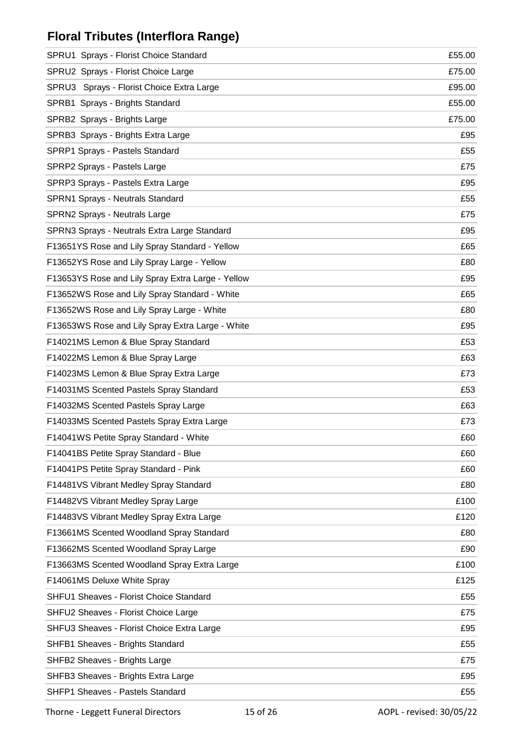## Floral Tributes (Interflora Range)

| | |
|---|---|
| SPRU1 Sprays - Florist Choice Standard | £55.00 |
| SPRU2 Sprays - Florist Choice Large | £75.00 |
| SPRU3 Sprays - Florist Choice Extra Large | £95.00 |
| SPRB1 Sprays - Brights Standard | £55.00 |
| SPRB2 Sprays - Brights Large | £75.00 |
| SPRB3 Sprays - Brights Extra Large | £95 |
| SPRP1 Sprays - Pastels Standard | £55 |
| SPRP2 Sprays - Pastels Large | £75 |
| SPRP3 Sprays - Pastels Extra Large | £95 |
| SPRN1 Sprays - Neutrals Standard | £55 |
| SPRN2 Sprays - Neutrals Large | £75 |
| SPRN3 Sprays - Neutrals Extra Large Standard | £95 |
| F13651YS Rose and Lily Spray Standard - Yellow | £65 |
| F13652YS Rose and Lily Spray Large - Yellow | £80 |
| F13653YS Rose and Lily Spray Extra Large - Yellow | £95 |
| F13652WS Rose and Lily Spray Standard - White | £65 |
| F13652WS Rose and Lily Spray Large - White | £80 |
| F13653WS Rose and Lily Spray Extra Large - White | £95 |
| F14021MS Lemon & Blue Spray Standard | £53 |
| F14022MS Lemon & Blue Spray Large | £63 |
| F14023MS Lemon & Blue Spray Extra Large | £73 |
| F14031MS Scented Pastels Spray Standard | £53 |
| F14032MS Scented Pastels Spray Large | £63 |
| F14033MS Scented Pastels Spray Extra Large | £73 |
| F14041WS Petite Spray Standard - White | £60 |
| F14041BS Petite Spray Standard - Blue | £60 |
| F14041PS Petite Spray Standard - Pink | £60 |
| F14481VS Vibrant Medley Spray Standard | £80 |
| F14482VS Vibrant Medley Spray Large | £100 |
| F14483VS Vibrant Medley Spray Extra Large | £120 |
| F13661MS Scented Woodland Spray Standard | £80 |
| F13662MS Scented Woodland Spray Large | £90 |
| F13663MS Scented Woodland Spray Extra Large | £100 |
| F14061MS Deluxe White Spray | £125 |
| SHFU1 Sheaves - Florist Choice Standard | £55 |
| SHFU2 Sheaves - Florist Choice Large | £75 |
| SHFU3 Sheaves - Florist Choice Extra Large | £95 |
| SHFB1 Sheaves - Brights Standard | £55 |
| SHFB2 Sheaves - Brights Large | £75 |
| SHFB3 Sheaves - Brights Extra Large | £95 |
| SHFP1 Sheaves - Pastels Standard | £55 |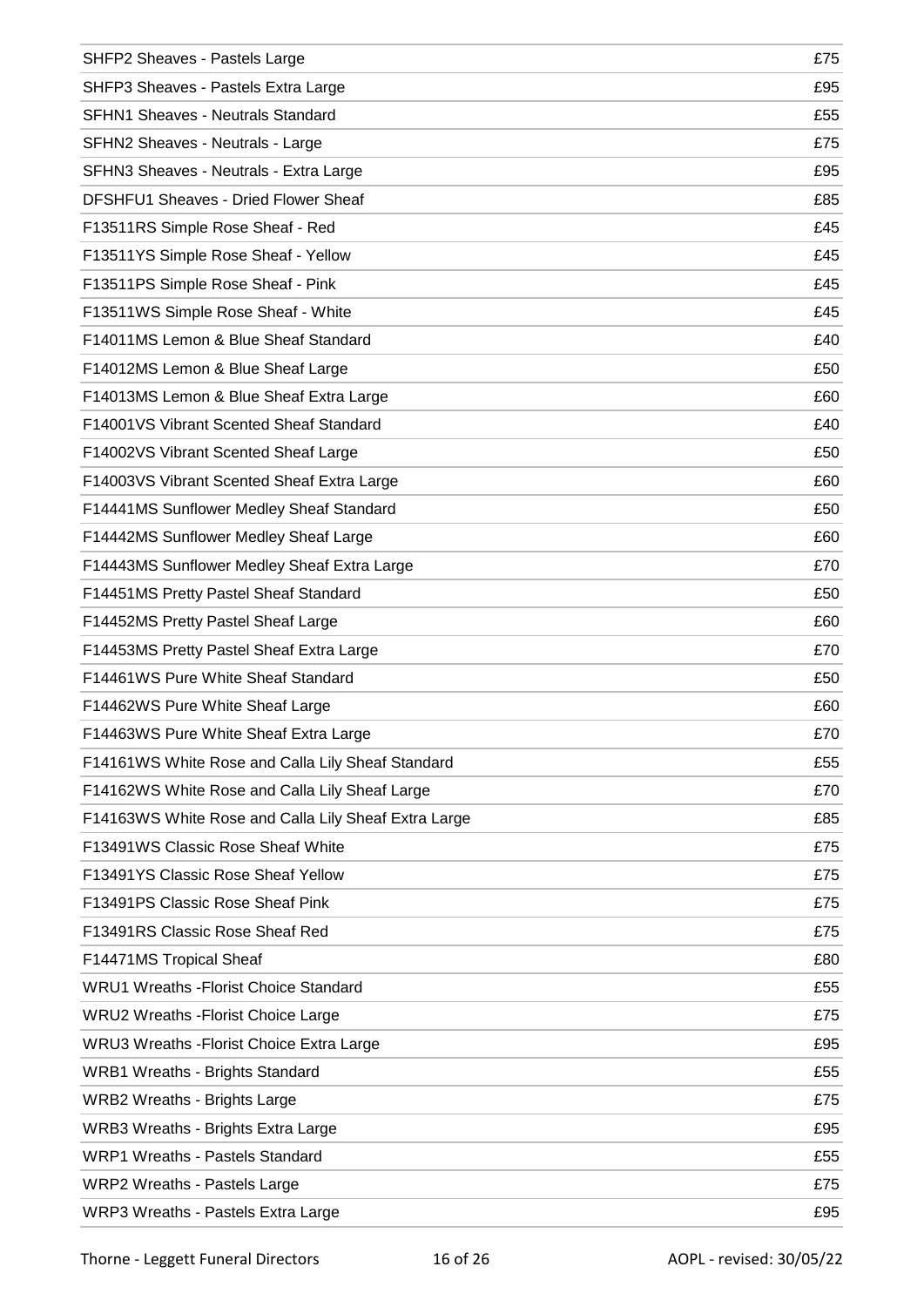| | |
|---|---|
| SHFP2 Sheaves - Pastels Large | £75 |
| SHFP3 Sheaves - Pastels Extra Large | £95 |
| SFHN1 Sheaves - Neutrals Standard | £55 |
| SFHN2 Sheaves - Neutrals - Large | £75 |
| SFHN3 Sheaves - Neutrals - Extra Large | £95 |
| DFSHFU1 Sheaves - Dried Flower Sheaf | £85 |
| F13511RS Simple Rose Sheaf - Red | £45 |
| F13511YS Simple Rose Sheaf - Yellow | £45 |
| F13511PS Simple Rose Sheaf - Pink | £45 |
| F13511WS Simple Rose Sheaf - White | £45 |
| F14011MS Lemon & Blue Sheaf Standard | £40 |
| F14012MS Lemon & Blue Sheaf Large | £50 |
| F14013MS Lemon & Blue Sheaf Extra Large | £60 |
| F14001VS Vibrant Scented Sheaf Standard | £40 |
| F14002VS Vibrant Scented Sheaf Large | £50 |
| F14003VS Vibrant Scented Sheaf Extra Large | £60 |
| F14441MS Sunflower Medley Sheaf Standard | £50 |
| F14442MS Sunflower Medley Sheaf Large | £60 |
| F14443MS Sunflower Medley Sheaf Extra Large | £70 |
| F14451MS Pretty Pastel Sheaf Standard | £50 |
| F14452MS Pretty Pastel Sheaf Large | £60 |
| F14453MS Pretty Pastel Sheaf Extra Large | £70 |
| F14461WS Pure White Sheaf Standard | £50 |
| F14462WS Pure White Sheaf Large | £60 |
| F14463WS Pure White Sheaf Extra Large | £70 |
| F14161WS White Rose and Calla Lily Sheaf Standard | £55 |
| F14162WS White Rose and Calla Lily Sheaf Large | £70 |
| F14163WS White Rose and Calla Lily Sheaf Extra Large | £85 |
| F13491WS Classic Rose Sheaf White | £75 |
| F13491YS Classic Rose Sheaf Yellow | £75 |
| F13491PS Classic Rose Sheaf Pink | £75 |
| F13491RS Classic Rose Sheaf Red | £75 |
| F14471MS Tropical Sheaf | £80 |
| WRU1 Wreaths -Florist Choice Standard | £55 |
| WRU2 Wreaths -Florist Choice Large | £75 |
| WRU3 Wreaths -Florist Choice Extra Large | £95 |
| WRB1 Wreaths - Brights Standard | £55 |
| WRB2 Wreaths - Brights Large | £75 |
| WRB3 Wreaths - Brights Extra Large | £95 |
| WRP1 Wreaths - Pastels Standard | £55 |
| WRP2 Wreaths - Pastels Large | £75 |
| WRP3 Wreaths - Pastels Extra Large | £95 |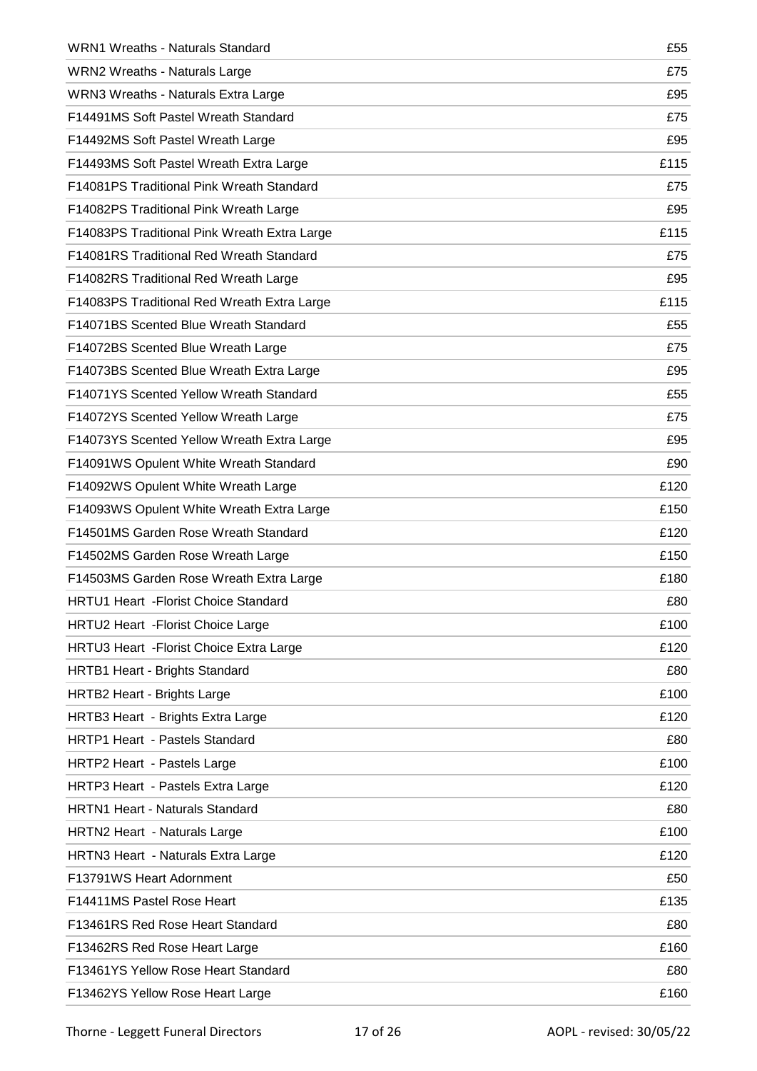| | |
|---|---|
| WRN1 Wreaths - Naturals Standard | £55 |
| WRN2 Wreaths - Naturals Large | £75 |
| WRN3 Wreaths - Naturals Extra Large | £95 |
| F14491MS Soft Pastel Wreath Standard | £75 |
| F14492MS Soft Pastel Wreath Large | £95 |
| F14493MS Soft Pastel Wreath Extra Large | £115 |
| F14081PS Traditional Pink Wreath Standard | £75 |
| F14082PS Traditional Pink Wreath Large | £95 |
| F14083PS Traditional Pink Wreath Extra Large | £115 |
| F14081RS Traditional Red Wreath Standard | £75 |
| F14082RS Traditional Red Wreath Large | £95 |
| F14083PS Traditional Red Wreath Extra Large | £115 |
| F14071BS Scented Blue Wreath Standard | £55 |
| F14072BS Scented Blue Wreath Large | £75 |
| F14073BS Scented Blue Wreath Extra Large | £95 |
| F14071YS Scented Yellow Wreath Standard | £55 |
| F14072YS Scented Yellow Wreath Large | £75 |
| F14073YS Scented Yellow Wreath Extra Large | £95 |
| F14091WS Opulent White Wreath Standard | £90 |
| F14092WS Opulent White Wreath Large | £120 |
| F14093WS Opulent White Wreath Extra Large | £150 |
| F14501MS Garden Rose Wreath Standard | £120 |
| F14502MS Garden Rose Wreath Large | £150 |
| F14503MS Garden Rose Wreath Extra Large | £180 |
| HRTU1 Heart -Florist Choice Standard | £80 |
| HRTU2 Heart -Florist Choice Large | £100 |
| HRTU3 Heart -Florist Choice Extra Large | £120 |
| HRTB1 Heart - Brights Standard | £80 |
| HRTB2 Heart - Brights Large | £100 |
| HRTB3 Heart - Brights Extra Large | £120 |
| HRTP1 Heart - Pastels Standard | £80 |
| HRTP2 Heart - Pastels Large | £100 |
| HRTP3 Heart - Pastels Extra Large | £120 |
| HRTN1 Heart - Naturals Standard | £80 |
| HRTN2 Heart - Naturals Large | £100 |
| HRTN3 Heart - Naturals Extra Large | £120 |
| F13791WS Heart Adornment | £50 |
| F14411MS Pastel Rose Heart | £135 |
| F13461RS Red Rose Heart Standard | £80 |
| F13462RS Red Rose Heart Large | £160 |
| F13461YS Yellow Rose Heart Standard | £80 |
| F13462YS Yellow Rose Heart Large | £160 |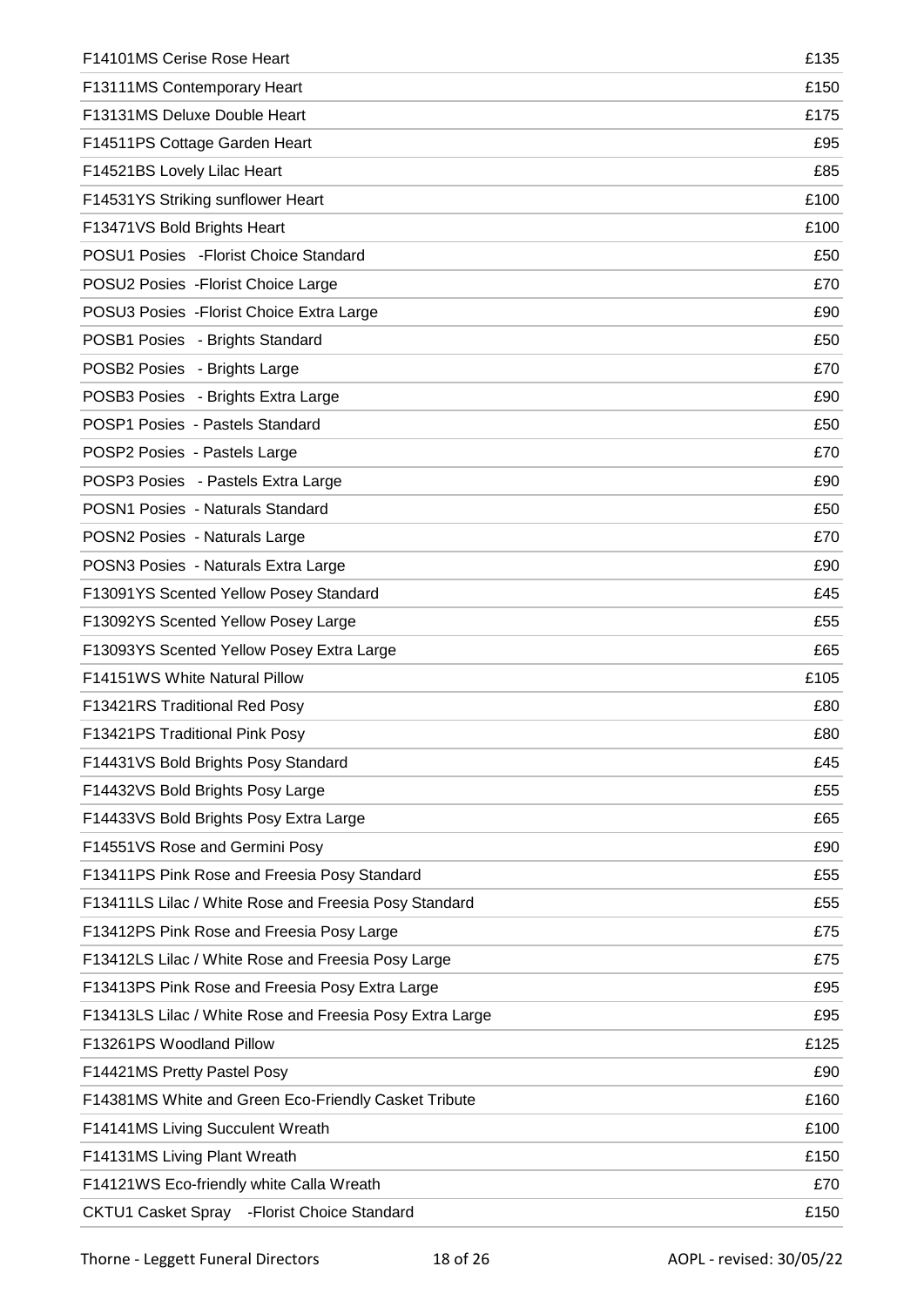| | |
|---|---|
| F14101MS Cerise Rose Heart | £135 |
| F13111MS Contemporary Heart | £150 |
| F13131MS Deluxe Double Heart | £175 |
| F14511PS Cottage Garden Heart | £95 |
| F14521BS Lovely Lilac Heart | £85 |
| F14531YS Striking sunflower Heart | £100 |
| F13471VS Bold Brights Heart | £100 |
| POSU1 Posies -Florist Choice Standard | £50 |
| POSU2 Posies -Florist Choice Large | £70 |
| POSU3 Posies -Florist Choice Extra Large | £90 |
| POSB1 Posies - Brights Standard | £50 |
| POSB2 Posies - Brights Large | £70 |
| POSB3 Posies - Brights Extra Large | £90 |
| POSP1 Posies - Pastels Standard | £50 |
| POSP2 Posies - Pastels Large | £70 |
| POSP3 Posies - Pastels Extra Large | £90 |
| POSN1 Posies - Naturals Standard | £50 |
| POSN2 Posies - Naturals Large | £70 |
| POSN3 Posies - Naturals Extra Large | £90 |
| F13091YS Scented Yellow Posey Standard | £45 |
| F13092YS Scented Yellow Posey Large | £55 |
| F13093YS Scented Yellow Posey Extra Large | £65 |
| F14151WS White Natural Pillow | £105 |
| F13421RS Traditional Red Posy | £80 |
| F13421PS Traditional Pink Posy | £80 |
| F14431VS Bold Brights Posy Standard | £45 |
| F14432VS Bold Brights Posy Large | £55 |
| F14433VS Bold Brights Posy Extra Large | £65 |
| F14551VS Rose and Germini Posy | £90 |
| F13411PS Pink Rose and Freesia Posy Standard | £55 |
| F13411LS Lilac / White Rose and Freesia Posy Standard | £55 |
| F13412PS Pink Rose and Freesia Posy Large | £75 |
| F13412LS Lilac / White Rose and Freesia Posy Large | £75 |
| F13413PS Pink Rose and Freesia Posy Extra Large | £95 |
| F13413LS Lilac / White Rose and Freesia Posy Extra Large | £95 |
| F13261PS Woodland Pillow | £125 |
| F14421MS Pretty Pastel Posy | £90 |
| F14381MS White and Green Eco-Friendly Casket Tribute | £160 |
| F14141MS Living Succulent Wreath | £100 |
| F14131MS Living Plant Wreath | £150 |
| F14121WS Eco-friendly white Calla Wreath | £70 |
| CKTU1 Casket Spray -Florist Choice Standard | £150 |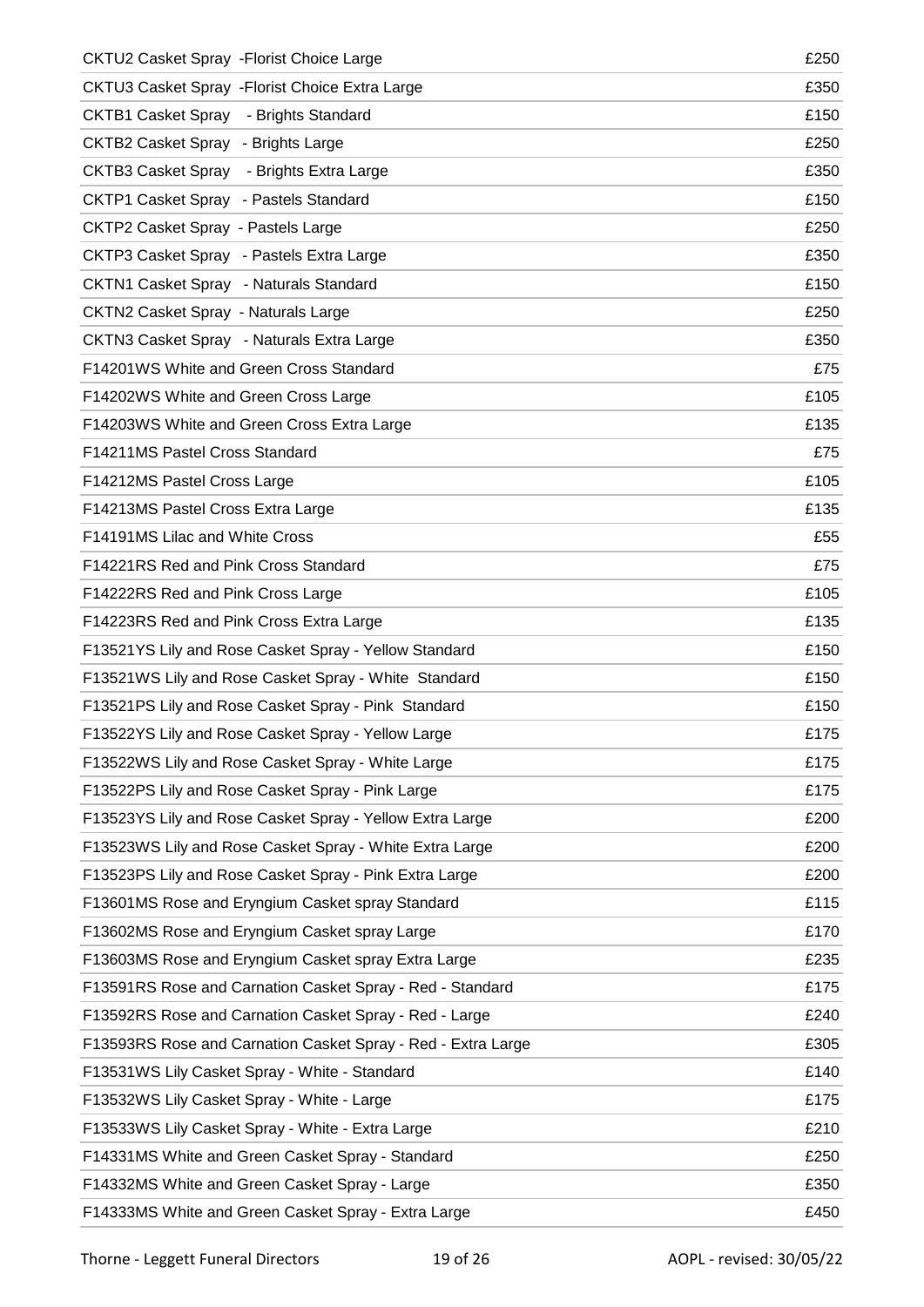| | |
|---|---|
| CKTU2 Casket Spray -Florist Choice Large | £250 |
| CKTU3 Casket Spray -Florist Choice Extra Large | £350 |
| CKTB1 Casket Spray - Brights Standard | £150 |
| CKTB2 Casket Spray - Brights Large | £250 |
| CKTB3 Casket Spray - Brights Extra Large | £350 |
| CKTP1 Casket Spray - Pastels Standard | £150 |
| CKTP2 Casket Spray - Pastels Large | £250 |
| CKTP3 Casket Spray - Pastels Extra Large | £350 |
| CKTN1 Casket Spray - Naturals Standard | £150 |
| CKTN2 Casket Spray - Naturals Large | £250 |
| CKTN3 Casket Spray - Naturals Extra Large | £350 |
| F14201WS White and Green Cross Standard | £75 |
| F14202WS White and Green Cross Large | £105 |
| F14203WS White and Green Cross Extra Large | £135 |
| F14211MS Pastel Cross Standard | £75 |
| F14212MS Pastel Cross Large | £105 |
| F14213MS Pastel Cross Extra Large | £135 |
| F14191MS Lilac and White Cross | £55 |
| F14221RS Red and Pink Cross Standard | £75 |
| F14222RS Red and Pink Cross Large | £105 |
| F14223RS Red and Pink Cross Extra Large | £135 |
| F13521YS Lily and Rose Casket Spray - Yellow Standard | £150 |
| F13521WS Lily and Rose Casket Spray - White Standard | £150 |
| F13521PS Lily and Rose Casket Spray - Pink Standard | £150 |
| F13522YS Lily and Rose Casket Spray - Yellow Large | £175 |
| F13522WS Lily and Rose Casket Spray - White Large | £175 |
| F13522PS Lily and Rose Casket Spray - Pink Large | £175 |
| F13523YS Lily and Rose Casket Spray - Yellow Extra Large | £200 |
| F13523WS Lily and Rose Casket Spray - White Extra Large | £200 |
| F13523PS Lily and Rose Casket Spray - Pink Extra Large | £200 |
| F13601MS Rose and Eryngium Casket spray Standard | £115 |
| F13602MS Rose and Eryngium Casket spray Large | £170 |
| F13603MS Rose and Eryngium Casket spray Extra Large | £235 |
| F13591RS Rose and Carnation Casket Spray - Red - Standard | £175 |
| F13592RS Rose and Carnation Casket Spray - Red - Large | £240 |
| F13593RS Rose and Carnation Casket Spray - Red - Extra Large | £305 |
| F13531WS Lily Casket Spray - White - Standard | £140 |
| F13532WS Lily Casket Spray - White - Large | £175 |
| F13533WS Lily Casket Spray - White - Extra Large | £210 |
| F14331MS White and Green Casket Spray - Standard | £250 |
| F14332MS White and Green Casket Spray - Large | £350 |
| F14333MS White and Green Casket Spray - Extra Large | £450 |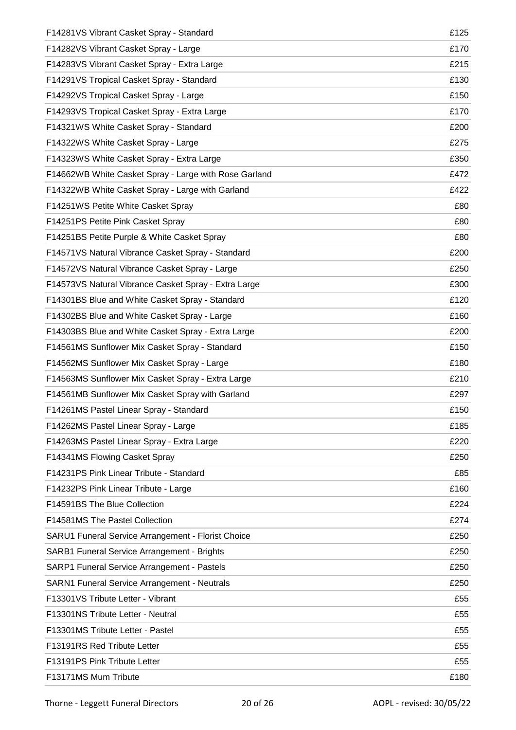| | |
|---|---|
| F14281VS Vibrant Casket Spray - Standard | £125 |
| F14282VS Vibrant Casket Spray - Large | £170 |
| F14283VS Vibrant Casket Spray - Extra Large | £215 |
| F14291VS Tropical Casket Spray - Standard | £130 |
| F14292VS Tropical Casket Spray - Large | £150 |
| F14293VS Tropical Casket Spray - Extra Large | £170 |
| F14321WS White Casket Spray - Standard | £200 |
| F14322WS White Casket Spray - Large | £275 |
| F14323WS White Casket Spray - Extra Large | £350 |
| F14662WB White Casket Spray - Large with Rose Garland | £472 |
| F14322WB White Casket Spray - Large with Garland | £422 |
| F14251WS Petite White Casket Spray | £80 |
| F14251PS Petite Pink Casket Spray | £80 |
| F14251BS Petite Purple & White Casket Spray | £80 |
| F14571VS Natural Vibrance Casket Spray - Standard | £200 |
| F14572VS Natural Vibrance Casket Spray - Large | £250 |
| F14573VS Natural Vibrance Casket Spray - Extra Large | £300 |
| F14301BS Blue and White Casket Spray - Standard | £120 |
| F14302BS Blue and White Casket Spray - Large | £160 |
| F14303BS Blue and White Casket Spray - Extra Large | £200 |
| F14561MS Sunflower Mix Casket Spray - Standard | £150 |
| F14562MS Sunflower Mix Casket Spray - Large | £180 |
| F14563MS Sunflower Mix Casket Spray - Extra Large | £210 |
| F14561MB Sunflower Mix Casket Spray with Garland | £297 |
| F14261MS Pastel Linear Spray - Standard | £150 |
| F14262MS Pastel Linear Spray - Large | £185 |
| F14263MS Pastel Linear Spray - Extra Large | £220 |
| F14341MS Flowing Casket Spray | £250 |
| F14231PS Pink Linear Tribute - Standard | £85 |
| F14232PS Pink Linear Tribute - Large | £160 |
| F14591BS The Blue Collection | £224 |
| F14581MS The Pastel Collection | £274 |
| SARU1 Funeral Service Arrangement - Florist Choice | £250 |
| SARB1 Funeral Service Arrangement - Brights | £250 |
| SARP1 Funeral Service Arrangement - Pastels | £250 |
| SARN1 Funeral Service Arrangement - Neutrals | £250 |
| F13301VS Tribute Letter - Vibrant | £55 |
| F13301NS Tribute Letter - Neutral | £55 |
| F13301MS Tribute Letter - Pastel | £55 |
| F13191RS Red Tribute Letter | £55 |
| F13191PS Pink Tribute Letter | £55 |
| F13171MS Mum Tribute | £180 |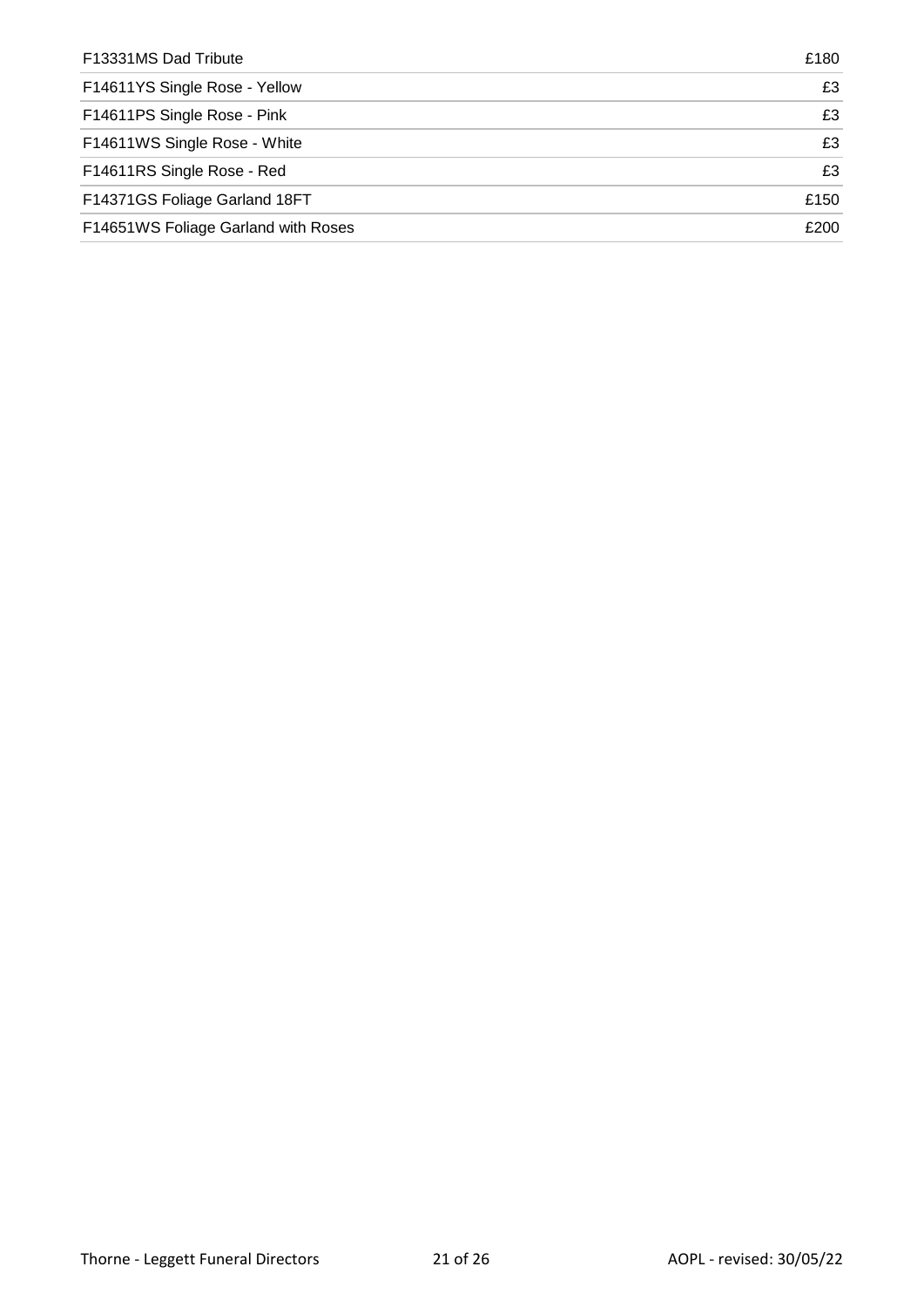| | |
|---|---|
| F13331MS Dad Tribute | £180 |
| F14611YS Single Rose - Yellow | £3 |
| F14611PS Single Rose - Pink | £3 |
| F14611WS Single Rose - White | £3 |
| F14611RS Single Rose - Red | £3 |
| F14371GS Foliage Garland 18FT | £150 |
| F14651WS Foliage Garland with Roses | £200 |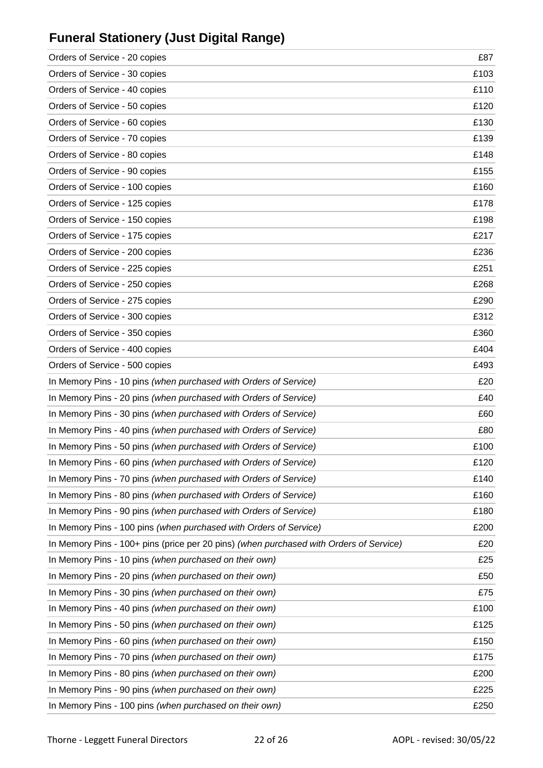## Funeral Stationery (Just Digital Range)

| | |
|---|---|
| Orders of Service - 20 copies | £87 |
| Orders of Service - 30 copies | £103 |
| Orders of Service - 40 copies | £110 |
| Orders of Service - 50 copies | £120 |
| Orders of Service - 60 copies | £130 |
| Orders of Service - 70 copies | £139 |
| Orders of Service - 80 copies | £148 |
| Orders of Service - 90 copies | £155 |
| Orders of Service - 100 copies | £160 |
| Orders of Service - 125 copies | £178 |
| Orders of Service - 150 copies | £198 |
| Orders of Service - 175 copies | £217 |
| Orders of Service - 200 copies | £236 |
| Orders of Service - 225 copies | £251 |
| Orders of Service - 250 copies | £268 |
| Orders of Service - 275 copies | £290 |
| Orders of Service - 300 copies | £312 |
| Orders of Service - 350 copies | £360 |
| Orders of Service - 400 copies | £404 |
| Orders of Service - 500 copies | £493 |
| In Memory Pins - 10 pins *(when purchased with Orders of Service)* | £20 |
| In Memory Pins - 20 pins *(when purchased with Orders of Service)* | £40 |
| In Memory Pins - 30 pins *(when purchased with Orders of Service)* | £60 |
| In Memory Pins - 40 pins *(when purchased with Orders of Service)* | £80 |
| In Memory Pins - 50 pins *(when purchased with Orders of Service)* | £100 |
| In Memory Pins - 60 pins *(when purchased with Orders of Service)* | £120 |
| In Memory Pins - 70 pins *(when purchased with Orders of Service)* | £140 |
| In Memory Pins - 80 pins *(when purchased with Orders of Service)* | £160 |
| In Memory Pins - 90 pins *(when purchased with Orders of Service)* | £180 |
| In Memory Pins - 100 pins *(when purchased with Orders of Service)* | £200 |
| In Memory Pins - 100+ pins (price per 20 pins) *(when purchased with Orders of Service)* | £20 |
| In Memory Pins - 10 pins *(when purchased on their own)* | £25 |
| In Memory Pins - 20 pins *(when purchased on their own)* | £50 |
| In Memory Pins - 30 pins *(when purchased on their own)* | £75 |
| In Memory Pins - 40 pins *(when purchased on their own)* | £100 |
| In Memory Pins - 50 pins *(when purchased on their own)* | £125 |
| In Memory Pins - 60 pins *(when purchased on their own)* | £150 |
| In Memory Pins - 70 pins *(when purchased on their own)* | £175 |
| In Memory Pins - 80 pins *(when purchased on their own)* | £200 |
| In Memory Pins - 90 pins *(when purchased on their own)* | £225 |
| In Memory Pins - 100 pins *(when purchased on their own)* | £250 |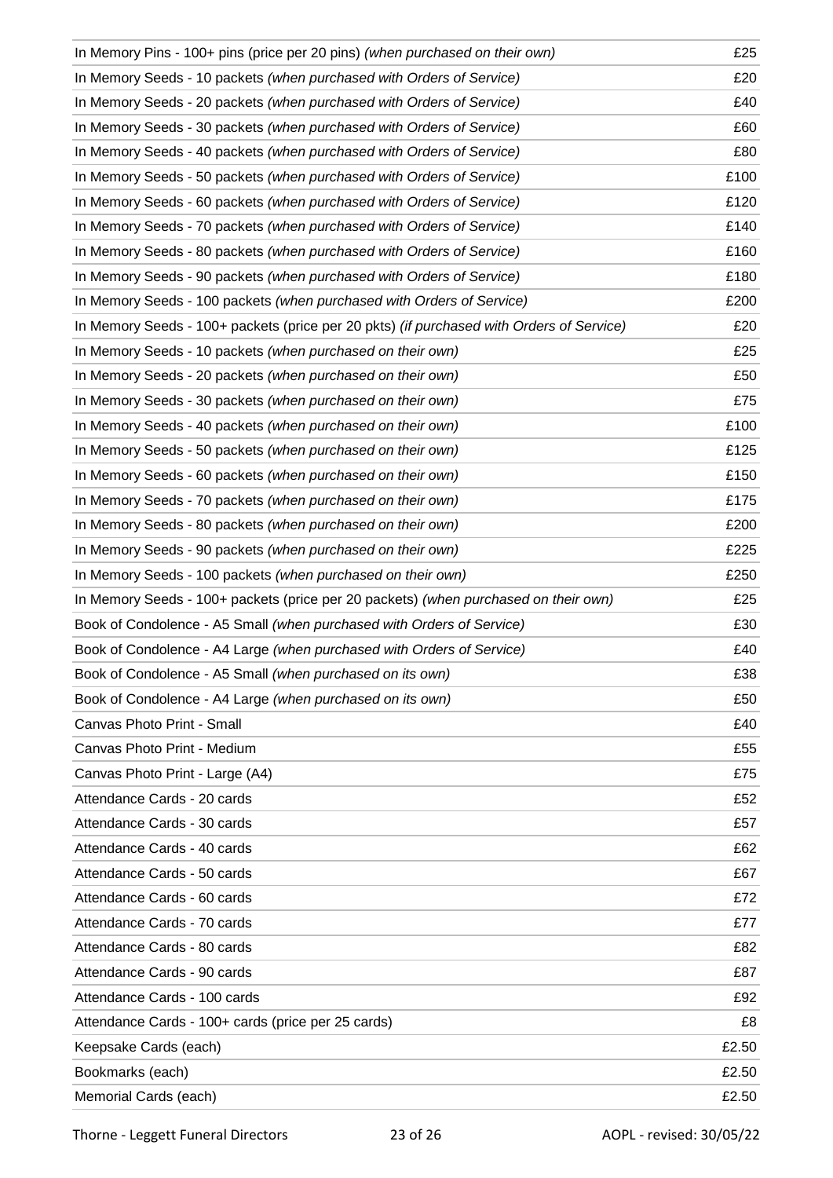| | |
|---|---|
| In Memory Pins - 100+ pins (price per 20 pins) *(when purchased on their own)* | £25 |
| In Memory Seeds - 10 packets *(when purchased with Orders of Service)* | £20 |
| In Memory Seeds - 20 packets *(when purchased with Orders of Service)* | £40 |
| In Memory Seeds - 30 packets *(when purchased with Orders of Service)* | £60 |
| In Memory Seeds - 40 packets *(when purchased with Orders of Service)* | £80 |
| In Memory Seeds - 50 packets *(when purchased with Orders of Service)* | £100 |
| In Memory Seeds - 60 packets *(when purchased with Orders of Service)* | £120 |
| In Memory Seeds - 70 packets *(when purchased with Orders of Service)* | £140 |
| In Memory Seeds - 80 packets *(when purchased with Orders of Service)* | £160 |
| In Memory Seeds - 90 packets *(when purchased with Orders of Service)* | £180 |
| In Memory Seeds - 100 packets *(when purchased with Orders of Service)* | £200 |
| In Memory Seeds - 100+ packets (price per 20 pkts) *(if purchased with Orders of Service)* | £20 |
| In Memory Seeds - 10 packets *(when purchased on their own)* | £25 |
| In Memory Seeds - 20 packets *(when purchased on their own)* | £50 |
| In Memory Seeds - 30 packets *(when purchased on their own)* | £75 |
| In Memory Seeds - 40 packets *(when purchased on their own)* | £100 |
| In Memory Seeds - 50 packets *(when purchased on their own)* | £125 |
| In Memory Seeds - 60 packets *(when purchased on their own)* | £150 |
| In Memory Seeds - 70 packets *(when purchased on their own)* | £175 |
| In Memory Seeds - 80 packets *(when purchased on their own)* | £200 |
| In Memory Seeds - 90 packets *(when purchased on their own)* | £225 |
| In Memory Seeds - 100 packets *(when purchased on their own)* | £250 |
| In Memory Seeds - 100+ packets (price per 20 packets) *(when purchased on their own)* | £25 |
| Book of Condolence - A5 Small *(when purchased with Orders of Service)* | £30 |
| Book of Condolence - A4 Large *(when purchased with Orders of Service)* | £40 |
| Book of Condolence - A5 Small *(when purchased on its own)* | £38 |
| Book of Condolence - A4 Large *(when purchased on its own)* | £50 |
| Canvas Photo Print - Small | £40 |
| Canvas Photo Print - Medium | £55 |
| Canvas Photo Print - Large (A4) | £75 |
| Attendance Cards - 20 cards | £52 |
| Attendance Cards - 30 cards | £57 |
| Attendance Cards - 40 cards | £62 |
| Attendance Cards - 50 cards | £67 |
| Attendance Cards - 60 cards | £72 |
| Attendance Cards - 70 cards | £77 |
| Attendance Cards - 80 cards | £82 |
| Attendance Cards - 90 cards | £87 |
| Attendance Cards - 100 cards | £92 |
| Attendance Cards - 100+ cards (price per 25 cards) | £8 |
| Keepsake Cards (each) | £2.50 |
| Bookmarks (each) | £2.50 |
| Memorial Cards (each) | £2.50 |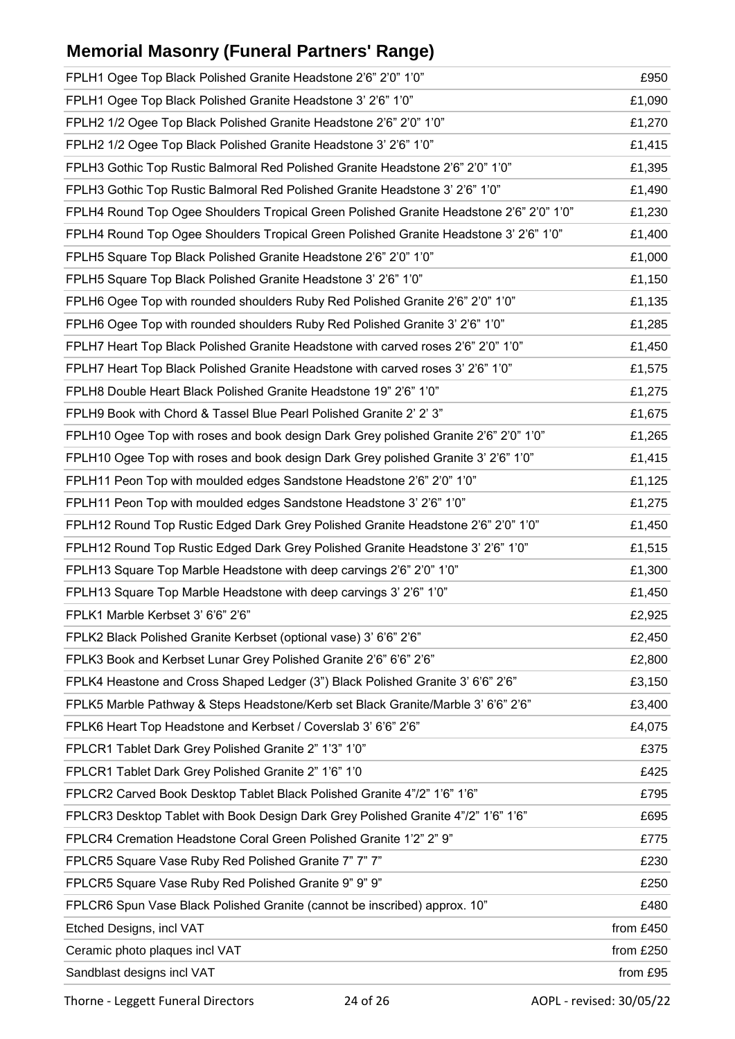## Memorial Masonry (Funeral Partners' Range)

| | |
|---|---|
| FPLH1 Ogee Top Black Polished Granite Headstone 2'6" 2'0" 1'0" | £950 |
| FPLH1 Ogee Top Black Polished Granite Headstone 3' 2'6" 1'0" | £1,090 |
| FPLH2 1/2 Ogee Top Black Polished Granite Headstone 2'6" 2'0" 1'0" | £1,270 |
| FPLH2 1/2 Ogee Top Black Polished Granite Headstone 3' 2'6" 1'0" | £1,415 |
| FPLH3 Gothic Top Rustic Balmoral Red Polished Granite Headstone 2'6" 2'0" 1'0" | £1,395 |
| FPLH3 Gothic Top Rustic Balmoral Red Polished Granite Headstone 3' 2'6" 1'0" | £1,490 |
| FPLH4 Round Top Ogee Shoulders Tropical Green Polished Granite Headstone 2'6" 2'0" 1'0" | £1,230 |
| FPLH4 Round Top Ogee Shoulders Tropical Green Polished Granite Headstone 3' 2'6" 1'0" | £1,400 |
| FPLH5 Square Top Black Polished Granite Headstone 2'6" 2'0" 1'0" | £1,000 |
| FPLH5 Square Top Black Polished Granite Headstone 3' 2'6" 1'0" | £1,150 |
| FPLH6 Ogee Top with rounded shoulders Ruby Red Polished Granite 2'6" 2'0" 1'0" | £1,135 |
| FPLH6 Ogee Top with rounded shoulders Ruby Red Polished Granite 3' 2'6" 1'0" | £1,285 |
| FPLH7 Heart Top Black Polished Granite Headstone with carved roses 2'6" 2'0" 1'0" | £1,450 |
| FPLH7 Heart Top Black Polished Granite Headstone with carved roses 3' 2'6" 1'0" | £1,575 |
| FPLH8 Double Heart Black Polished Granite Headstone 19" 2'6" 1'0" | £1,275 |
| FPLH9 Book with Chord & Tassel Blue Pearl Polished Granite 2' 2' 3" | £1,675 |
| FPLH10 Ogee Top with roses and book design Dark Grey polished Granite 2'6" 2'0" 1'0" | £1,265 |
| FPLH10 Ogee Top with roses and book design Dark Grey polished Granite 3' 2'6" 1'0" | £1,415 |
| FPLH11 Peon Top with moulded edges Sandstone Headstone 2'6" 2'0" 1'0" | £1,125 |
| FPLH11 Peon Top with moulded edges Sandstone Headstone 3' 2'6" 1'0" | £1,275 |
| FPLH12 Round Top Rustic Edged Dark Grey Polished Granite Headstone 2'6" 2'0" 1'0" | £1,450 |
| FPLH12 Round Top Rustic Edged Dark Grey Polished Granite Headstone 3' 2'6" 1'0" | £1,515 |
| FPLH13 Square Top Marble Headstone with deep carvings 2'6" 2'0" 1'0" | £1,300 |
| FPLH13 Square Top Marble Headstone with deep carvings 3' 2'6" 1'0" | £1,450 |
| FPLK1 Marble Kerbset 3' 6'6" 2'6" | £2,925 |
| FPLK2 Black Polished Granite Kerbset (optional vase) 3' 6'6" 2'6" | £2,450 |
| FPLK3 Book and Kerbset Lunar Grey Polished Granite 2'6" 6'6" 2'6" | £2,800 |
| FPLK4 Heastone and Cross Shaped Ledger (3") Black Polished Granite 3' 6'6" 2'6" | £3,150 |
| FPLK5 Marble Pathway & Steps Headstone/Kerb set Black Granite/Marble 3' 6'6" 2'6" | £3,400 |
| FPLK6 Heart Top Headstone and Kerbset / Coverslab 3' 6'6" 2'6" | £4,075 |
| FPLCR1 Tablet Dark Grey Polished Granite 2" 1'3" 1'0" | £375 |
| FPLCR1 Tablet Dark Grey Polished Granite 2" 1'6" 1'0 | £425 |
| FPLCR2 Carved Book Desktop Tablet Black Polished Granite 4"/2" 1'6" 1'6" | £795 |
| FPLCR3 Desktop Tablet with Book Design Dark Grey Polished Granite 4"/2" 1'6" 1'6" | £695 |
| FPLCR4 Cremation Headstone Coral Green Polished Granite 1'2" 2" 9" | £775 |
| FPLCR5 Square Vase Ruby Red Polished Granite 7" 7" 7" | £230 |
| FPLCR5 Square Vase Ruby Red Polished Granite 9" 9" 9" | £250 |
| FPLCR6 Spun Vase Black Polished Granite (cannot be inscribed) approx. 10" | £480 |
| Etched Designs, incl VAT | from £450 |
| Ceramic photo plaques incl VAT | from £250 |
| Sandblast designs incl VAT | from £95 |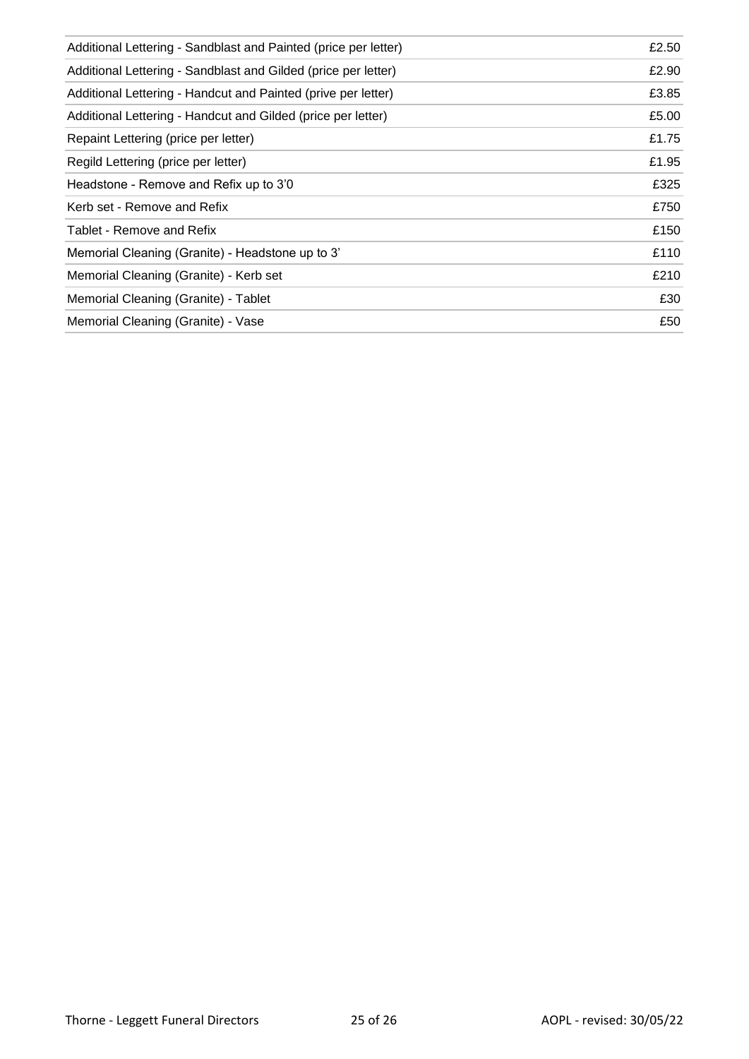| | |
|---|---|
| Additional Lettering - Sandblast and Painted (price per letter) | £2.50 |
| Additional Lettering - Sandblast and Gilded (price per letter) | £2.90 |
| Additional Lettering - Handcut and Painted (prive per letter) | £3.85 |
| Additional Lettering - Handcut and Gilded (price per letter) | £5.00 |
| Repaint Lettering (price per letter) | £1.75 |
| Regild Lettering (price per letter) | £1.95 |
| Headstone - Remove and Refix up to 3'0 | £325 |
| Kerb set - Remove and Refix | £750 |
| Tablet - Remove and Refix | £150 |
| Memorial Cleaning (Granite) - Headstone up to 3' | £110 |
| Memorial Cleaning (Granite) - Kerb set | £210 |
| Memorial Cleaning (Granite) - Tablet | £30 |
| Memorial Cleaning (Granite) - Vase | £50 |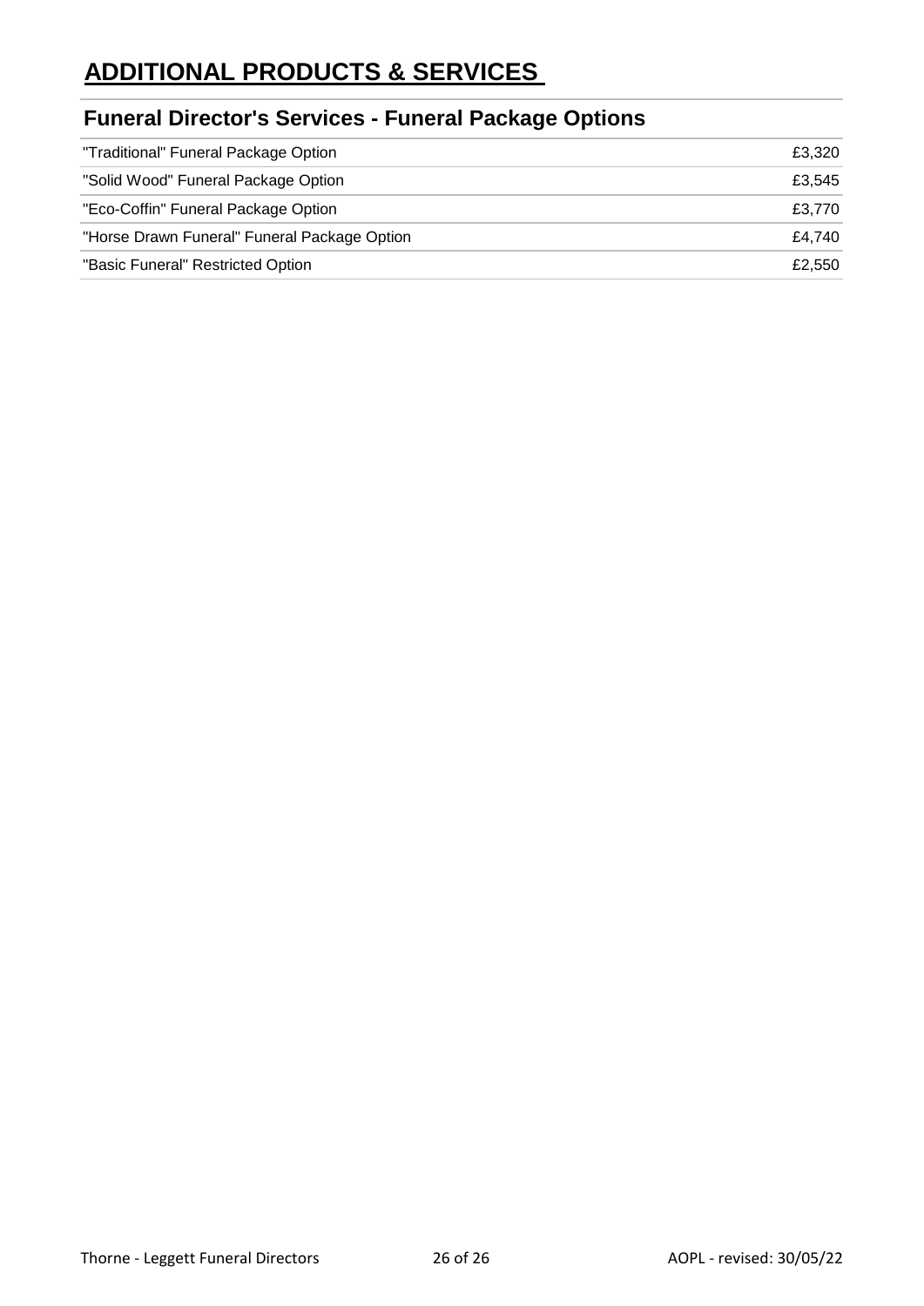# ADDITIONAL PRODUCTS & SERVICES

## Funeral Director's Services - Funeral Package Options

| | |
|---|---|
| "Traditional" Funeral Package Option | £3,320 |
| "Solid Wood" Funeral Package Option | £3,545 |
| "Eco-Coffin" Funeral Package Option | £3,770 |
| "Horse Drawn Funeral" Funeral Package Option | £4,740 |
| "Basic Funeral" Restricted Option | £2,550 |